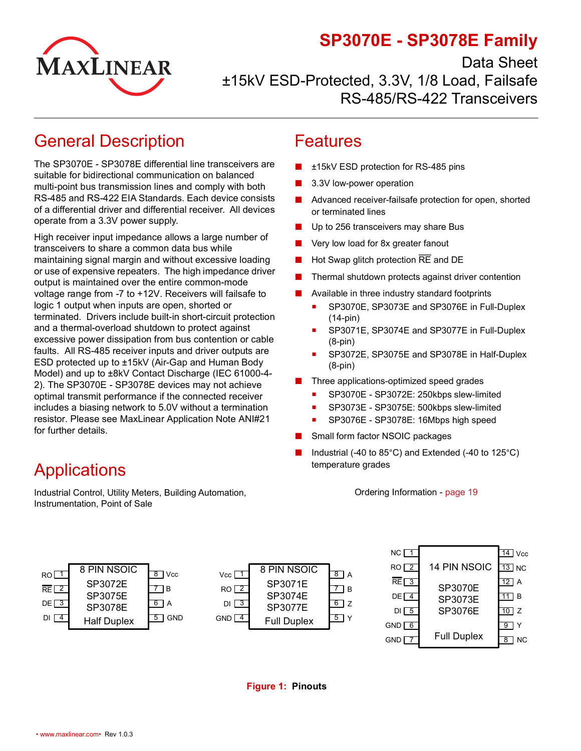# SP3070E - SP3078E Family

Data Sheet

±15kV ESD-Protected, 3.3V, 1/8 Load, Failsafe RS-485/RS-422 Transceivers

## General Description

The SP3070E - SP3078E differential line transceivers are suitable for bidirectional communication on balanced multi-point bus transmission lines and comply with both RS-485 and RS-422 EIA Standards. Each device consists of a differential driver and differential receiver. All devices operate from a 3.3V power supply.

High receiver input impedance allows a large number of transceivers to share a common data bus while maintaining signal margin and without excessive loading or use of expensive repeaters. The high impedance driver output is maintained over the entire common-mode voltage range from -7 to +12V. Receivers will failsafe to logic 1 output when inputs are open, shorted or terminated. Drivers include built-in short-circuit protection and a thermal-overload shutdown to protect against excessive power dissipation from bus contention or cable faults. All RS-485 receiver inputs and driver outputs are ESD protected up to ±15kV (Air-Gap and Human Body Model) and up to ±8kV Contact Discharge (IEC 61000-4-2). The SP3070E - SP3078E devices may not achieve optimal transmit performance if the connected receiver includes a biasing network to 5.0V without a termination resistor. Please see MaxLinear Application Note ANI#21 for further details.

## Applications

Industrial Control, Utility Meters, Building Automation, Instrumentation, Point of Sale

## Features

- ±15kV ESD protection for RS-485 pins
- 3.3V low-power operation
- Advanced receiver-failsafe protection for open, shorted or terminated lines
- Up to 256 transceivers may share Bus
- Very low load for 8x greater fanout
- Hot Swap glitch protection $\overline{RE}$ and DE
- Thermal shutdown protects against driver contention
- Available in three industry standard footprints
  - SP3070E, SP3073E and SP3076E in Full-Duplex (14-pin)
  - SP3071E, SP3074E and SP3077E in Full-Duplex (8-pin)
  - SP3072E, SP3075E and SP3078E in Half-Duplex (8-pin)
- Three applications-optimized speed grades
  - SP3070E - SP3072E: 250kbps slew-limited
  - SP3073E - SP3075E: 500kbps slew-limited
  - SP3076E - SP3078E: 16Mbps high speed
- Small form factor NSOIC packages
- Industrial (-40 to 85°C) and Extended (-40 to 125°C) temperature grades

Ordering Information - page 19

**8 PIN NSOIC — SP3072E, SP3075E, SP3078E — Half Duplex**

| Pin | Name | Pin | Name |
|---|---|---|---|
| 1 | RO | 8 | Vcc |
| 2 | $\overline{RE}$ | 7 | B |
| 3 | DE | 6 | A |
| 4 | DI | 5 | GND |

**8 PIN NSOIC — SP3071E, SP3074E, SP3077E — Full Duplex**

| Pin | Name | Pin | Name |
|---|---|---|---|
| 1 | Vcc | 8 | A |
| 2 | RO | 7 | B |
| 3 | DI | 6 | Z |
| 4 | GND | 5 | Y |

**14 PIN NSOIC — SP3070E, SP3073E, SP3076E — Full Duplex**

| Pin | Name | Pin | Name |
|---|---|---|---|
| 1 | NC | 14 | Vcc |
| 2 | RO | 13 | NC |
| 3 | $\overline{RE}$ | 12 | A |
| 4 | DE | 11 | B |
| 5 | DI | 10 | Z |
| 6 | GND | 9 | Y |
| 7 | GND | 8 | NC |

**Figure 1: Pinouts**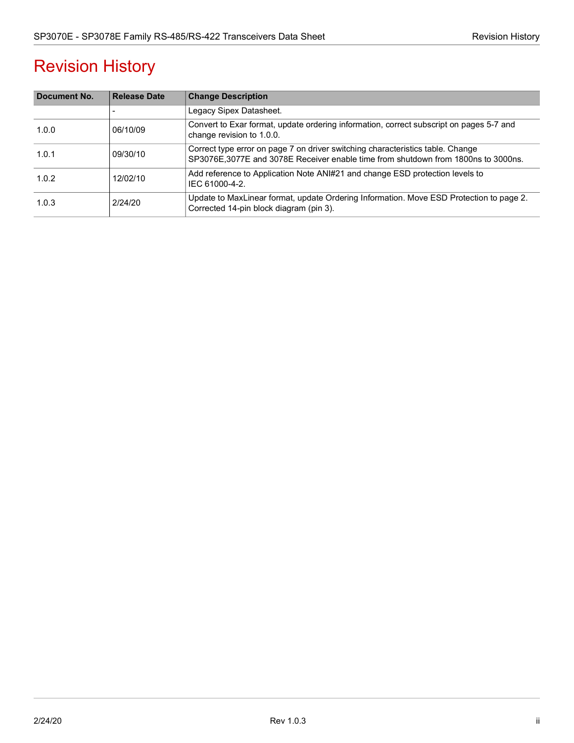# Revision History

| Document No. | Release Date | Change Description |
|---|---|---|
| | - | Legacy Sipex Datasheet. |
| 1.0.0 | 06/10/09 | Convert to Exar format, update ordering information, correct subscript on pages 5-7 and change revision to 1.0.0. |
| 1.0.1 | 09/30/10 | Correct type error on page 7 on driver switching characteristics table. Change SP3076E,3077E and 3078E Receiver enable time from shutdown from 1800ns to 3000ns. |
| 1.0.2 | 12/02/10 | Add reference to Application Note ANI#21 and change ESD protection levels to IEC 61000-4-2. |
| 1.0.3 | 2/24/20 | Update to MaxLinear format, update Ordering Information. Move ESD Protection to page 2. Corrected 14-pin block diagram (pin 3). |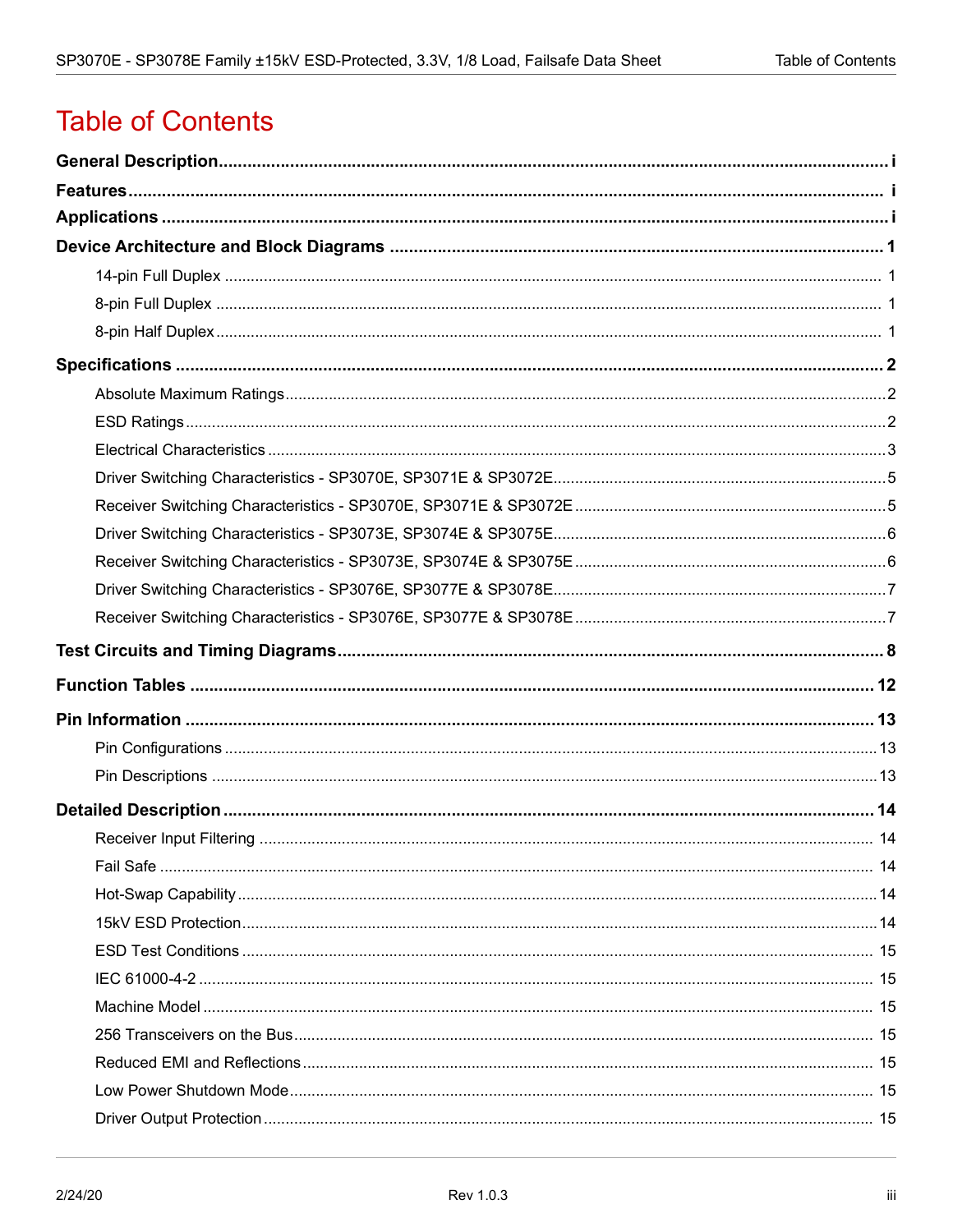# Table of Contents

**General Description** ..... i

**Features** ..... i

**Applications** ..... i

**Device Architecture and Block Diagrams** ..... 1

- 14-pin Full Duplex ..... 1
- 8-pin Full Duplex ..... 1
- 8-pin Half Duplex ..... 1

**Specifications** ..... 2

- Absolute Maximum Ratings ..... 2
- ESD Ratings ..... 2
- Electrical Characteristics ..... 3
- Driver Switching Characteristics - SP3070E, SP3071E & SP3072E ..... 5
- Receiver Switching Characteristics - SP3070E, SP3071E & SP3072E ..... 5
- Driver Switching Characteristics - SP3073E, SP3074E & SP3075E ..... 6
- Receiver Switching Characteristics - SP3073E, SP3074E & SP3075E ..... 6
- Driver Switching Characteristics - SP3076E, SP3077E & SP3078E ..... 7
- Receiver Switching Characteristics - SP3076E, SP3077E & SP3078E ..... 7

**Test Circuits and Timing Diagrams** ..... 8

**Function Tables** ..... 12

**Pin Information** ..... 13

- Pin Configurations ..... 13
- Pin Descriptions ..... 13

**Detailed Description** ..... 14

- Receiver Input Filtering ..... 14
- Fail Safe ..... 14
- Hot-Swap Capability ..... 14
- 15kV ESD Protection ..... 14
- ESD Test Conditions ..... 15
- IEC 61000-4-2 ..... 15
- Machine Model ..... 15
- 256 Transceivers on the Bus ..... 15
- Reduced EMI and Reflections ..... 15
- Low Power Shutdown Mode ..... 15
- Driver Output Protection ..... 15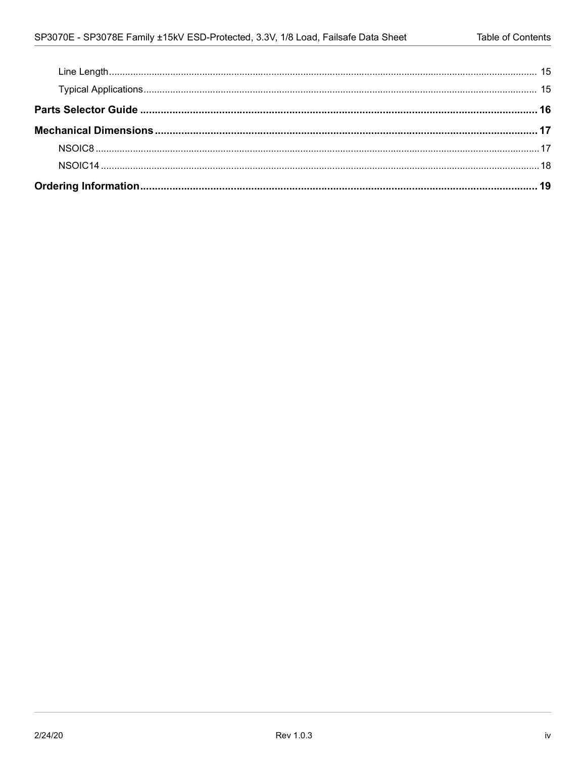Line Length ........ 15

Typical Applications ........ 15

**Parts Selector Guide ........ 16**

**Mechanical Dimensions ........ 17**

NSOIC8 ........ 17

NSOIC14 ........ 18

**Ordering Information ........ 19**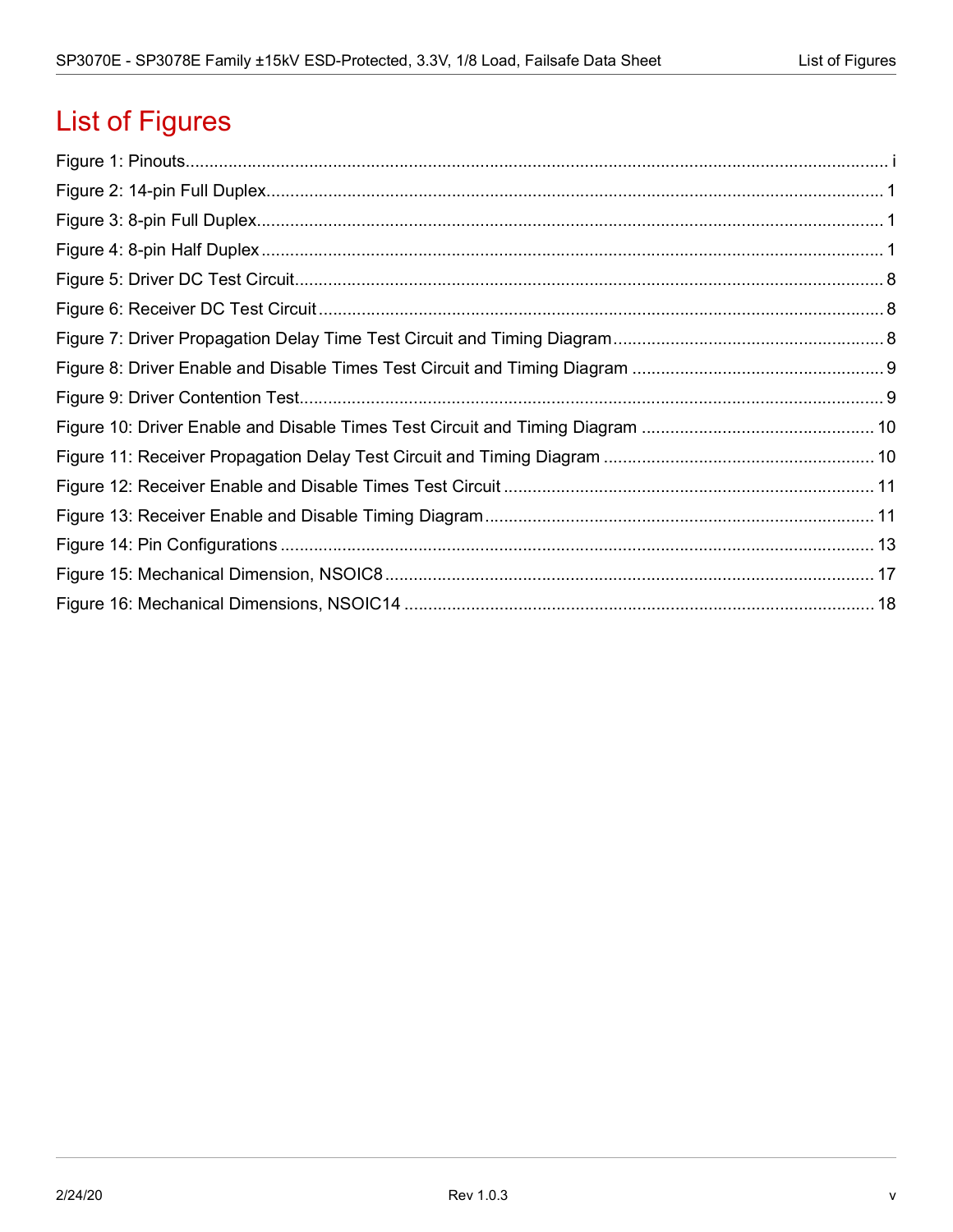# List of Figures

Figure 1: Pinouts............................................................................................................................................ i
Figure 2: 14-pin Full Duplex............................................................................................................................ 1
Figure 3: 8-pin Full Duplex.............................................................................................................................. 1
Figure 4: 8-pin Half Duplex ............................................................................................................................. 1
Figure 5: Driver DC Test Circuit....................................................................................................................... 8
Figure 6: Receiver DC Test Circuit .................................................................................................................. 8
Figure 7: Driver Propagation Delay Time Test Circuit and Timing Diagram..................................................... 8
Figure 8: Driver Enable and Disable Times Test Circuit and Timing Diagram ................................................. 9
Figure 9: Driver Contention Test...................................................................................................................... 9
Figure 10: Driver Enable and Disable Times Test Circuit and Timing Diagram ............................................. 10
Figure 11: Receiver Propagation Delay Test Circuit and Timing Diagram ..................................................... 10
Figure 12: Receiver Enable and Disable Times Test Circuit .......................................................................... 11
Figure 13: Receiver Enable and Disable Timing Diagram.............................................................................. 11
Figure 14: Pin Configurations ........................................................................................................................ 13
Figure 15: Mechanical Dimension, NSOIC8................................................................................................... 17
Figure 16: Mechanical Dimensions, NSOIC14 .............................................................................................. 18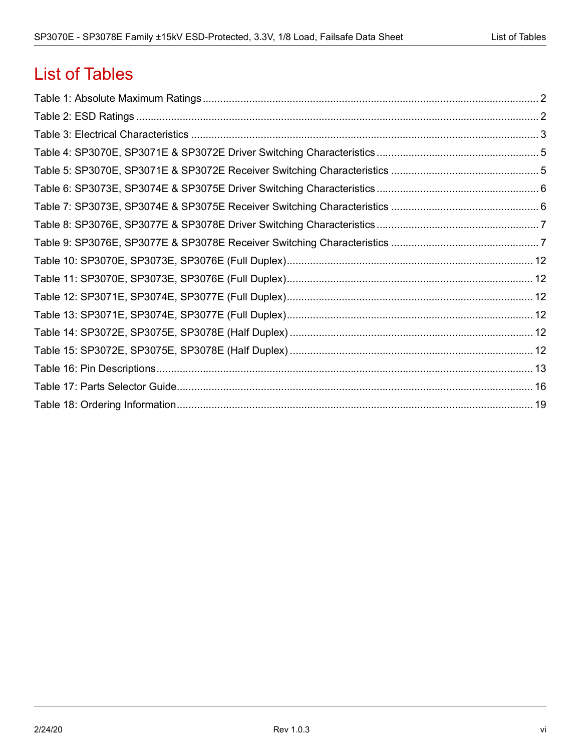# List of Tables

Table 1: Absolute Maximum Ratings .................................................................................................................. 2

Table 2: ESD Ratings ....................................................................................................................................... 2

Table 3: Electrical Characteristics ...................................................................................................................... 3

Table 4: SP3070E, SP3071E & SP3072E Driver Switching Characteristics ..................................................... 5

Table 5: SP3070E, SP3071E & SP3072E Receiver Switching Characteristics ................................................ 5

Table 6: SP3073E, SP3074E & SP3075E Driver Switching Characteristics ..................................................... 6

Table 7: SP3073E, SP3074E & SP3075E Receiver Switching Characteristics ................................................ 6

Table 8: SP3076E, SP3077E & SP3078E Driver Switching Characteristics ..................................................... 7

Table 9: SP3076E, SP3077E & SP3078E Receiver Switching Characteristics ................................................ 7

Table 10: SP3070E, SP3073E, SP3076E (Full Duplex).................................................................................. 12

Table 11: SP3070E, SP3073E, SP3076E (Full Duplex).................................................................................. 12

Table 12: SP3071E, SP3074E, SP3077E (Full Duplex).................................................................................. 12

Table 13: SP3071E, SP3074E, SP3077E (Full Duplex).................................................................................. 12

Table 14: SP3072E, SP3075E, SP3078E (Half Duplex) ................................................................................. 12

Table 15: SP3072E, SP3075E, SP3078E (Half Duplex) ................................................................................. 12

Table 16: Pin Descriptions............................................................................................................................... 13

Table 17: Parts Selector Guide........................................................................................................................ 16

Table 18: Ordering Information........................................................................................................................ 19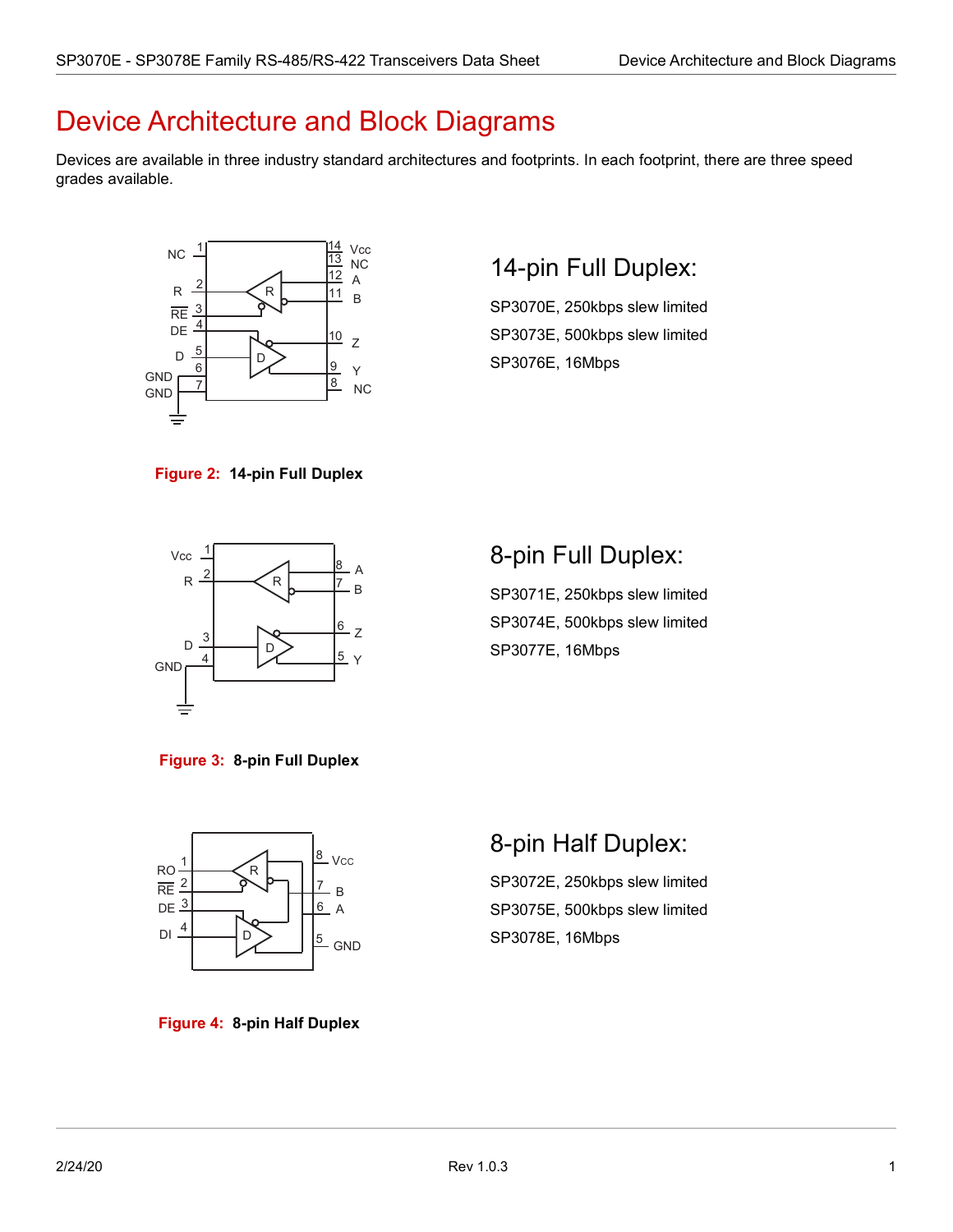# Device Architecture and Block Diagrams

Devices are available in three industry standard architectures and footprints. In each footprint, there are three speed grades available.

## 14-pin Full Duplex:

SP3070E, 250kbps slew limited

SP3073E, 500kbps slew limited

SP3076E, 16Mbps

**Figure 2: 14-pin Full Duplex**

## 8-pin Full Duplex:

SP3071E, 250kbps slew limited

SP3074E, 500kbps slew limited

SP3077E, 16Mbps

**Figure 3: 8-pin Full Duplex**

## 8-pin Half Duplex:

SP3072E, 250kbps slew limited

SP3075E, 500kbps slew limited

SP3078E, 16Mbps

**Figure 4: 8-pin Half Duplex**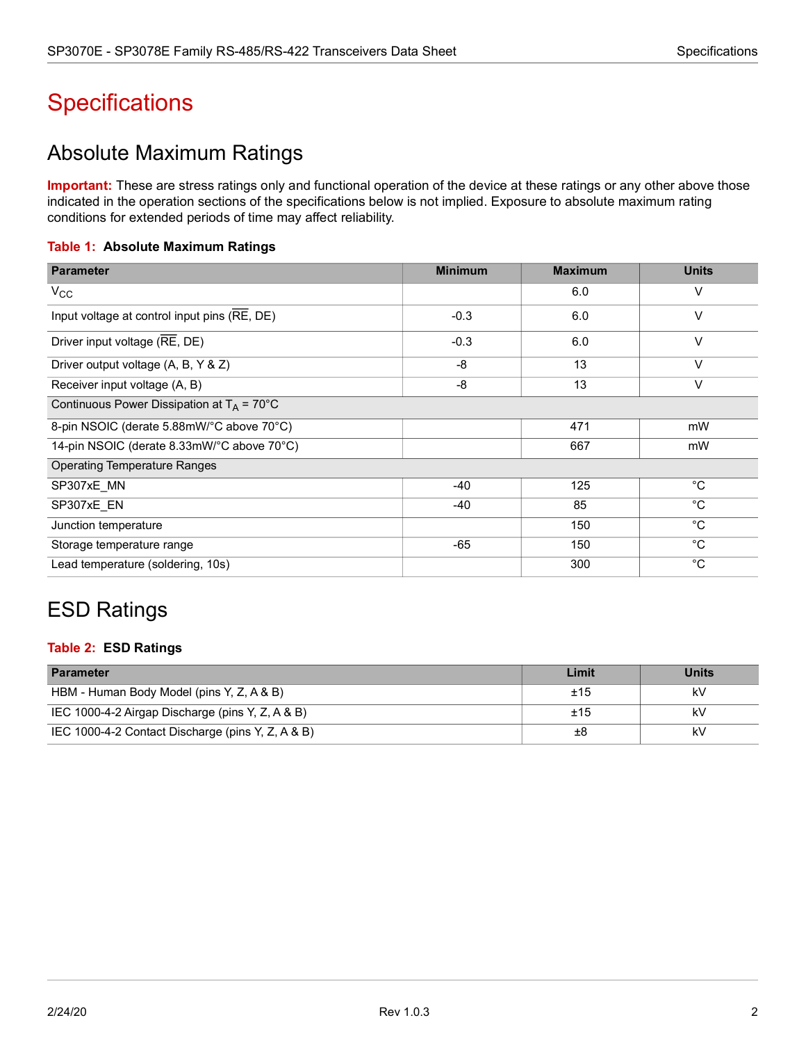# Specifications

## Absolute Maximum Ratings

**Important:** These are stress ratings only and functional operation of the device at these ratings or any other above those indicated in the operation sections of the specifications below is not implied. Exposure to absolute maximum rating conditions for extended periods of time may affect reliability.

**Table 1: Absolute Maximum Ratings**

| Parameter | Minimum | Maximum | Units |
|---|---|---|---|
| $V_{CC}$ | | 6.0 | V |
| Input voltage at control input pins ($\overline{RE}$, DE) | -0.3 | 6.0 | V |
| Driver input voltage ($\overline{RE}$, DE) | -0.3 | 6.0 | V |
| Driver output voltage (A, B, Y & Z) | -8 | 13 | V |
| Receiver input voltage (A, B) | -8 | 13 | V |
| Continuous Power Dissipation at $T_A$ = 70°C | | | |
| 8-pin NSOIC (derate 5.88mW/°C above 70°C) | | 471 | mW |
| 14-pin NSOIC (derate 8.33mW/°C above 70°C) | | 667 | mW |
| Operating Temperature Ranges | | | |
| SP307xE_MN | -40 | 125 | °C |
| SP307xE_EN | -40 | 85 | °C |
| Junction temperature | | 150 | °C |
| Storage temperature range | -65 | 150 | °C |
| Lead temperature (soldering, 10s) | | 300 | °C |

## ESD Ratings

**Table 2: ESD Ratings**

| Parameter | Limit | Units |
|---|---|---|
| HBM - Human Body Model (pins Y, Z, A & B) | ±15 | kV |
| IEC 1000-4-2 Airgap Discharge (pins Y, Z, A & B) | ±15 | kV |
| IEC 1000-4-2 Contact Discharge (pins Y, Z, A & B) | ±8 | kV |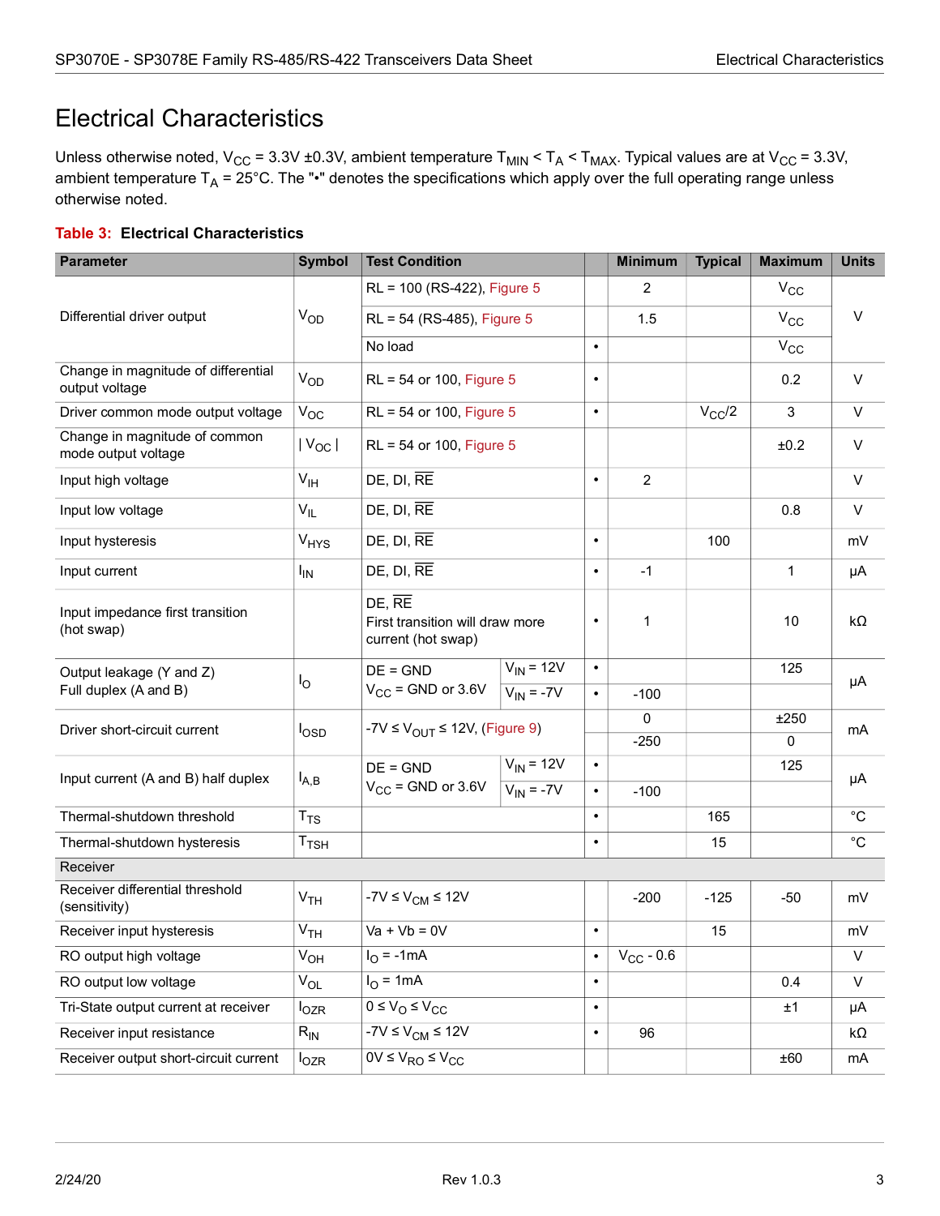# Electrical Characteristics

Unless otherwise noted, $V_{CC}$ = 3.3V ±0.3V, ambient temperature $T_{MIN} < T_A < T_{MAX}$. Typical values are at $V_{CC}$ = 3.3V, ambient temperature $T_A$ = 25°C. The "•" denotes the specifications which apply over the full operating range unless otherwise noted.

**Table 3: Electrical Characteristics**

| Parameter | Symbol | Test Condition | | | Minimum | Typical | Maximum | Units |
|---|---|---|---|---|---|---|---|---|
| Differential driver output | $V_{OD}$ | RL = 100 (RS-422), Figure 5 | | | 2 | | $V_{CC}$ | V |
| | | RL = 54 (RS-485), Figure 5 | | | 1.5 | | $V_{CC}$ | |
| | | No load | | • | | | $V_{CC}$ | |
| Change in magnitude of differential output voltage | $V_{OD}$ | RL = 54 or 100, Figure 5 | | • | | | 0.2 | V |
| Driver common mode output voltage | $V_{OC}$ | RL = 54 or 100, Figure 5 | | • | | $V_{CC}/2$ | 3 | V |
| Change in magnitude of common mode output voltage | $\lvert V_{OC} \rvert$ | RL = 54 or 100, Figure 5 | | | | | ±0.2 | V |
| Input high voltage | $V_{IH}$ | DE, DI, $\overline{RE}$ | | • | 2 | | | V |
| Input low voltage | $V_{IL}$ | DE, DI, $\overline{RE}$ | | | | | 0.8 | V |
| Input hysteresis | $V_{HYS}$ | DE, DI, $\overline{RE}$ | | • | | 100 | | mV |
| Input current | $I_{IN}$ | DE, DI, $\overline{RE}$ | | • | -1 | | 1 | µA |
| Input impedance first transition (hot swap) | | DE, $\overline{RE}$ First transition will draw more current (hot swap) | | • | 1 | | 10 | kΩ |
| Output leakage (Y and Z) Full duplex (A and B) | $I_O$ | DE = GND $V_{CC}$ = GND or 3.6V | $V_{IN}$ = 12V | • | | | 125 | µA |
| | | | $V_{IN}$ = -7V | • | -100 | | | |
| Driver short-circuit current | $I_{OSD}$ | $-7V \leq V_{OUT} \leq 12V$, (Figure 9) | | | 0 | | ±250 | mA |
| | | | | | -250 | | 0 | |
| Input current (A and B) half duplex | $I_{A,B}$ | DE = GND $V_{CC}$ = GND or 3.6V | $V_{IN}$ = 12V | • | | | 125 | µA |
| | | | $V_{IN}$ = -7V | • | -100 | | | |
| Thermal-shutdown threshold | $T_{TS}$ | | | • | | 165 | | °C |
| Thermal-shutdown hysteresis | $T_{TSH}$ | | | • | | 15 | | °C |
| **Receiver** | | | | | | | | |
| Receiver differential threshold (sensitivity) | $V_{TH}$ | $-7V \leq V_{CM} \leq 12V$ | | | -200 | -125 | -50 | mV |
| Receiver input hysteresis | $V_{TH}$ | Va + Vb = 0V | | • | | 15 | | mV |
| RO output high voltage | $V_{OH}$ | $I_O$ = -1mA | | • | $V_{CC}$ - 0.6 | | | V |
| RO output low voltage | $V_{OL}$ | $I_O$ = 1mA | | • | | | 0.4 | V |
| Tri-State output current at receiver | $I_{OZR}$ | $0 \leq V_O \leq V_{CC}$ | | • | | | ±1 | µA |
| Receiver input resistance | $R_{IN}$ | $-7V \leq V_{CM} \leq 12V$ | | • | 96 | | | kΩ |
| Receiver output short-circuit current | $I_{OZR}$ | $0V \leq V_{RO} \leq V_{CC}$ | | | | | ±60 | mA |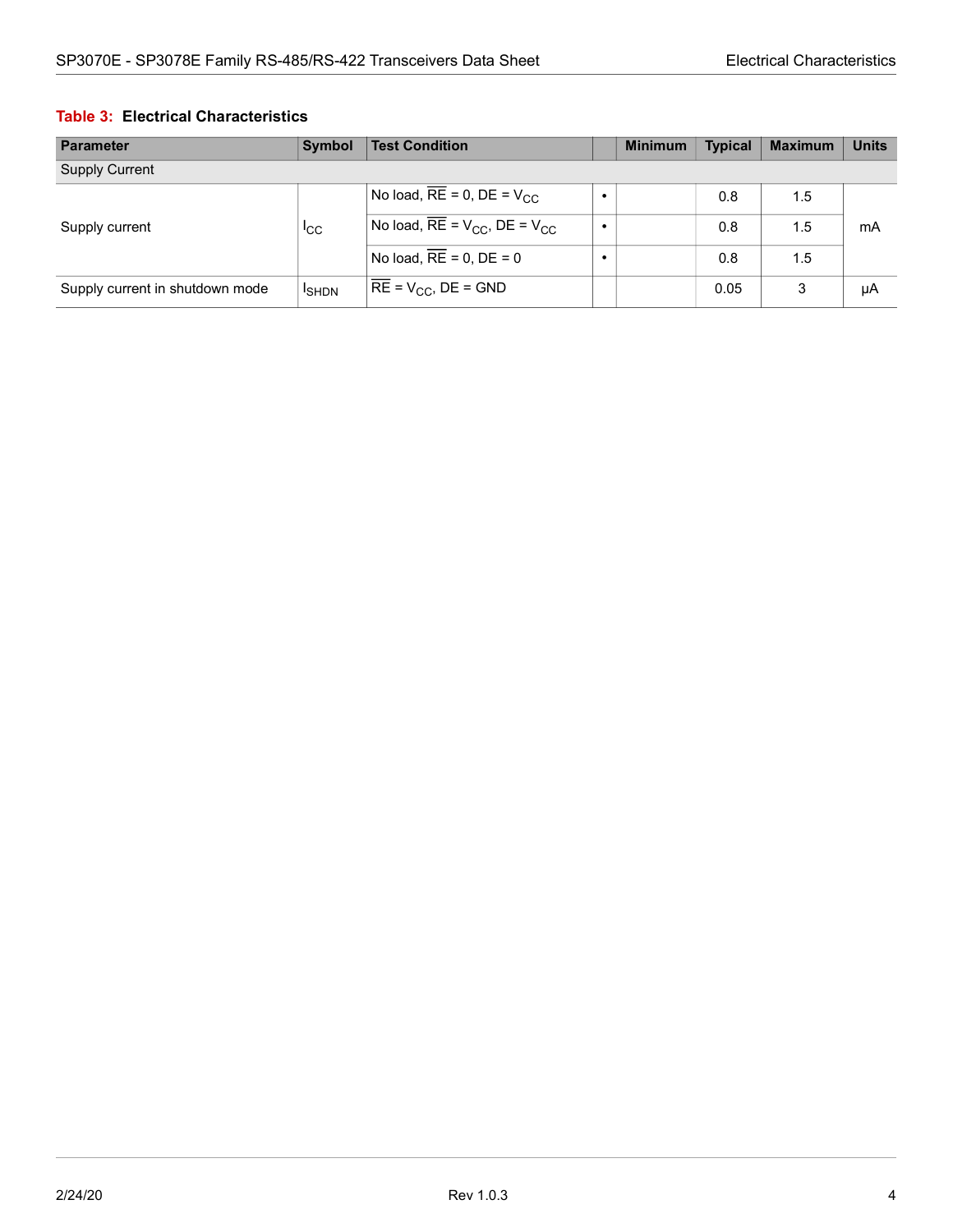**Table 3: Electrical Characteristics**

| Parameter | Symbol | Test Condition | | Minimum | Typical | Maximum | Units |
|---|---|---|---|---|---|---|---|
| Supply Current | | | | | | | |
| Supply current | $I_{CC}$ | No load, $\overline{RE}$ = 0, DE = $V_{CC}$ | • | | 0.8 | 1.5 | mA |
| | | No load, $\overline{RE}$ = $V_{CC}$, DE = $V_{CC}$ | • | | 0.8 | 1.5 | |
| | | No load, $\overline{RE}$ = 0, DE = 0 | • | | 0.8 | 1.5 | |
| Supply current in shutdown mode | $I_{SHDN}$ | $\overline{RE}$ = $V_{CC}$, DE = GND | | | 0.05 | 3 | μA |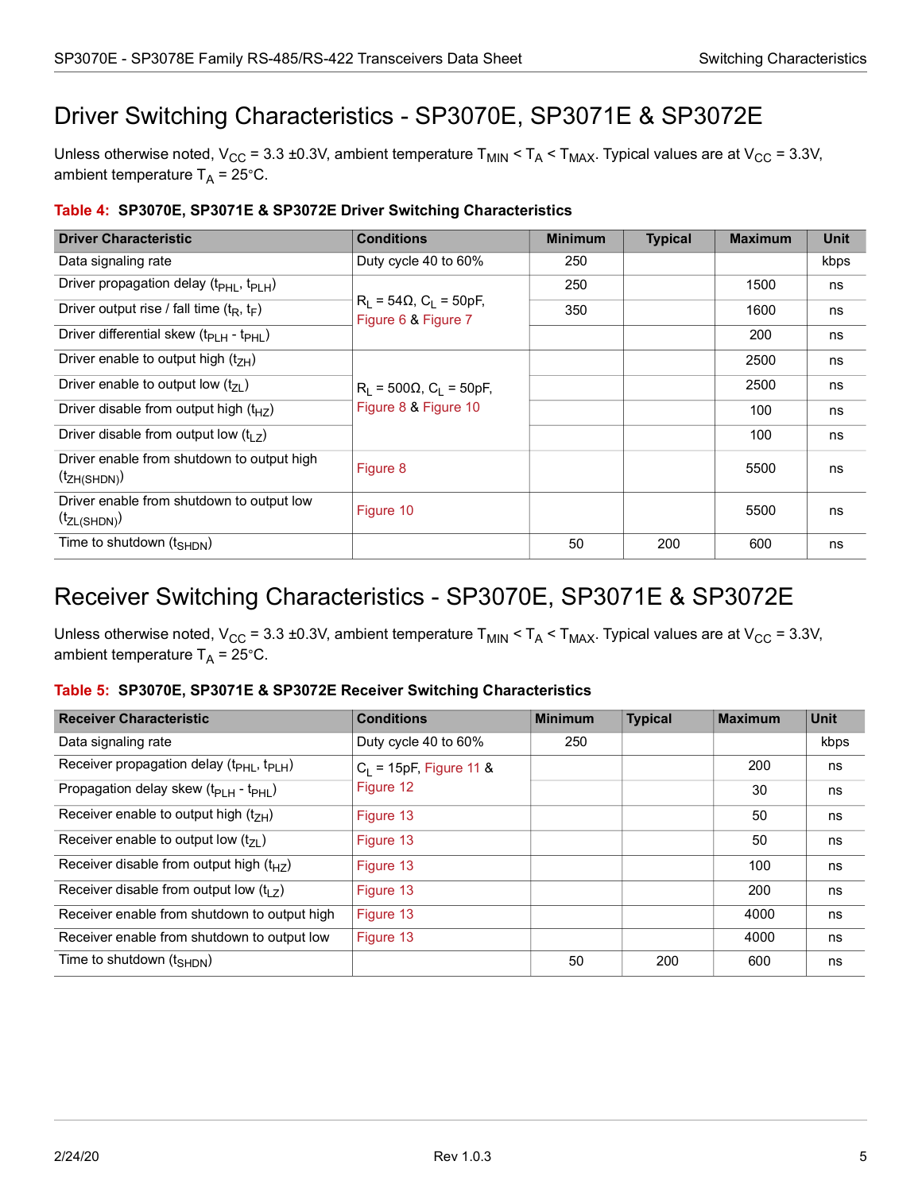# Driver Switching Characteristics - SP3070E, SP3071E & SP3072E

Unless otherwise noted, $V_{CC}$ = 3.3 ±0.3V, ambient temperature $T_{MIN} < T_A < T_{MAX}$. Typical values are at $V_{CC}$ = 3.3V, ambient temperature $T_A$ = 25°C.

**Table 4: SP3070E, SP3071E & SP3072E Driver Switching Characteristics**

| Driver Characteristic | Conditions | Minimum | Typical | Maximum | Unit |
|---|---|---|---|---|---|
| Data signaling rate | Duty cycle 40 to 60% | 250 | | | kbps |
| Driver propagation delay ($t_{PHL}$, $t_{PLH}$) | $R_L$ = 54Ω, $C_L$ = 50pF, Figure 6 & Figure 7 | 250 | | 1500 | ns |
| Driver output rise / fall time ($t_R$, $t_F$) | | 350 | | 1600 | ns |
| Driver differential skew ($t_{PLH}$ - $t_{PHL}$) | | | | 200 | ns |
| Driver enable to output high ($t_{ZH}$) | $R_L$ = 500Ω, $C_L$ = 50pF, Figure 8 & Figure 10 | | | 2500 | ns |
| Driver enable to output low ($t_{ZL}$) | | | | 2500 | ns |
| Driver disable from output high ($t_{HZ}$) | | | | 100 | ns |
| Driver disable from output low ($t_{LZ}$) | | | | 100 | ns |
| Driver enable from shutdown to output high ($t_{ZH(SHDN)}$) | Figure 8 | | | 5500 | ns |
| Driver enable from shutdown to output low ($t_{ZL(SHDN)}$) | Figure 10 | | | 5500 | ns |
| Time to shutdown ($t_{SHDN}$) | | 50 | 200 | 600 | ns |

# Receiver Switching Characteristics - SP3070E, SP3071E & SP3072E

Unless otherwise noted, $V_{CC}$ = 3.3 ±0.3V, ambient temperature $T_{MIN} < T_A < T_{MAX}$. Typical values are at $V_{CC}$ = 3.3V, ambient temperature $T_A$ = 25°C.

**Table 5: SP3070E, SP3071E & SP3072E Receiver Switching Characteristics**

| Receiver Characteristic | Conditions | Minimum | Typical | Maximum | Unit |
|---|---|---|---|---|---|
| Data signaling rate | Duty cycle 40 to 60% | 250 | | | kbps |
| Receiver propagation delay ($t_{PHL}$, $t_{PLH}$) | $C_L$ = 15pF, Figure 11 & Figure 12 | | | 200 | ns |
| Propagation delay skew ($t_{PLH}$ - $t_{PHL}$) | | | | 30 | ns |
| Receiver enable to output high ($t_{ZH}$) | Figure 13 | | | 50 | ns |
| Receiver enable to output low ($t_{ZL}$) | Figure 13 | | | 50 | ns |
| Receiver disable from output high ($t_{HZ}$) | Figure 13 | | | 100 | ns |
| Receiver disable from output low ($t_{LZ}$) | Figure 13 | | | 200 | ns |
| Receiver enable from shutdown to output high | Figure 13 | | | 4000 | ns |
| Receiver enable from shutdown to output low | Figure 13 | | | 4000 | ns |
| Time to shutdown ($t_{SHDN}$) | | 50 | 200 | 600 | ns |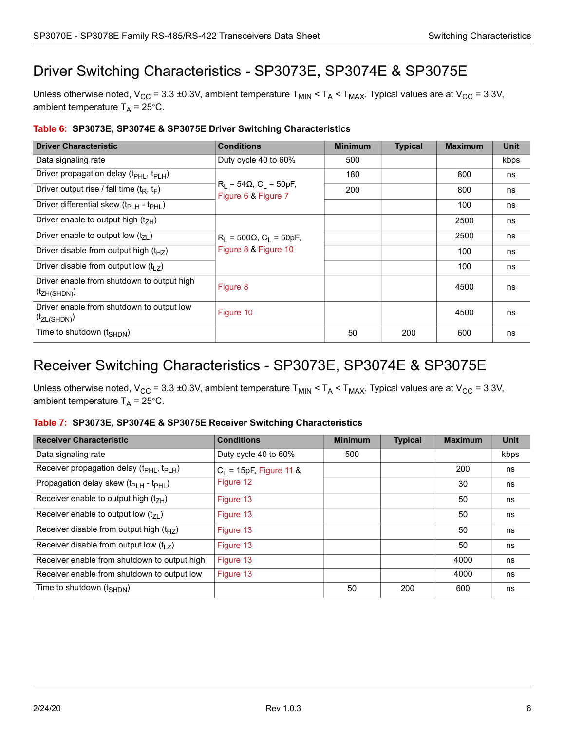# Driver Switching Characteristics - SP3073E, SP3074E & SP3075E

Unless otherwise noted, $V_{CC}$ = 3.3 ±0.3V, ambient temperature $T_{MIN} < T_A < T_{MAX}$. Typical values are at $V_{CC}$ = 3.3V, ambient temperature $T_A$ = 25°C.

**Table 6: SP3073E, SP3074E & SP3075E Driver Switching Characteristics**

| Driver Characteristic | Conditions | Minimum | Typical | Maximum | Unit |
|---|---|---|---|---|---|
| Data signaling rate | Duty cycle 40 to 60% | 500 | | | kbps |
| Driver propagation delay ($t_{PHL}$, $t_{PLH}$) | $R_L$ = 54Ω, $C_L$ = 50pF, Figure 6 & Figure 7 | 180 | | 800 | ns |
| Driver output rise / fall time ($t_R$, $t_F$) | | 200 | | 800 | ns |
| Driver differential skew ($t_{PLH}$ - $t_{PHL}$) | | | | 100 | ns |
| Driver enable to output high ($t_{ZH}$) | $R_L$ = 500Ω, $C_L$ = 50pF, Figure 8 & Figure 10 | | | 2500 | ns |
| Driver enable to output low ($t_{ZL}$) | | | | 2500 | ns |
| Driver disable from output high ($t_{HZ}$) | | | | 100 | ns |
| Driver disable from output low ($t_{LZ}$) | | | | 100 | ns |
| Driver enable from shutdown to output high ($t_{ZH(SHDN)}$) | Figure 8 | | | 4500 | ns |
| Driver enable from shutdown to output low ($t_{ZL(SHDN)}$) | Figure 10 | | | 4500 | ns |
| Time to shutdown ($t_{SHDN}$) | | 50 | 200 | 600 | ns |

# Receiver Switching Characteristics - SP3073E, SP3074E & SP3075E

Unless otherwise noted, $V_{CC}$ = 3.3 ±0.3V, ambient temperature $T_{MIN} < T_A < T_{MAX}$. Typical values are at $V_{CC}$ = 3.3V, ambient temperature $T_A$ = 25°C.

**Table 7: SP3073E, SP3074E & SP3075E Receiver Switching Characteristics**

| Receiver Characteristic | Conditions | Minimum | Typical | Maximum | Unit |
|---|---|---|---|---|---|
| Data signaling rate | Duty cycle 40 to 60% | 500 | | | kbps |
| Receiver propagation delay ($t_{PHL}$, $t_{PLH}$) | $C_L$ = 15pF, Figure 11 & Figure 12 | | | 200 | ns |
| Propagation delay skew ($t_{PLH}$ - $t_{PHL}$) | | | | 30 | ns |
| Receiver enable to output high ($t_{ZH}$) | Figure 13 | | | 50 | ns |
| Receiver enable to output low ($t_{ZL}$) | Figure 13 | | | 50 | ns |
| Receiver disable from output high ($t_{HZ}$) | Figure 13 | | | 50 | ns |
| Receiver disable from output low ($t_{LZ}$) | Figure 13 | | | 50 | ns |
| Receiver enable from shutdown to output high | Figure 13 | | | 4000 | ns |
| Receiver enable from shutdown to output low | Figure 13 | | | 4000 | ns |
| Time to shutdown ($t_{SHDN}$) | | 50 | 200 | 600 | ns |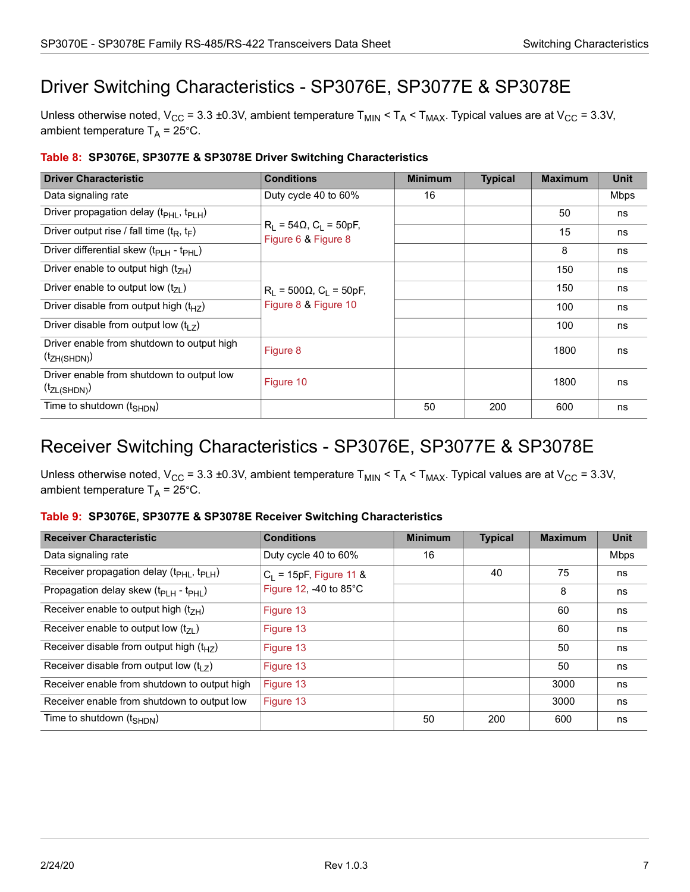## Driver Switching Characteristics - SP3076E, SP3077E & SP3078E

Unless otherwise noted, $V_{CC}$ = 3.3 ±0.3V, ambient temperature $T_{MIN} < T_A < T_{MAX}$. Typical values are at $V_{CC}$ = 3.3V, ambient temperature $T_A$ = 25°C.

**Table 8: SP3076E, SP3077E & SP3078E Driver Switching Characteristics**

| Driver Characteristic | Conditions | Minimum | Typical | Maximum | Unit |
|---|---|---|---|---|---|
| Data signaling rate | Duty cycle 40 to 60% | 16 | | | Mbps |
| Driver propagation delay ($t_{PHL}$, $t_{PLH}$) | $R_L$ = 54Ω, $C_L$ = 50pF, Figure 6 & Figure 8 | | | 50 | ns |
| Driver output rise / fall time ($t_R$, $t_F$) | | | | 15 | ns |
| Driver differential skew ($t_{PLH}$ - $t_{PHL}$) | | | | 8 | ns |
| Driver enable to output high ($t_{ZH}$) | $R_L$ = 500Ω, $C_L$ = 50pF, Figure 8 & Figure 10 | | | 150 | ns |
| Driver enable to output low ($t_{ZL}$) | | | | 150 | ns |
| Driver disable from output high ($t_{HZ}$) | | | | 100 | ns |
| Driver disable from output low ($t_{LZ}$) | | | | 100 | ns |
| Driver enable from shutdown to output high ($t_{ZH(SHDN)}$) | Figure 8 | | | 1800 | ns |
| Driver enable from shutdown to output low ($t_{ZL(SHDN)}$) | Figure 10 | | | 1800 | ns |
| Time to shutdown ($t_{SHDN}$) | | 50 | 200 | 600 | ns |

## Receiver Switching Characteristics - SP3076E, SP3077E & SP3078E

Unless otherwise noted, $V_{CC}$ = 3.3 ±0.3V, ambient temperature $T_{MIN} < T_A < T_{MAX}$. Typical values are at $V_{CC}$ = 3.3V, ambient temperature $T_A$ = 25°C.

**Table 9: SP3076E, SP3077E & SP3078E Receiver Switching Characteristics**

| Receiver Characteristic | Conditions | Minimum | Typical | Maximum | Unit |
|---|---|---|---|---|---|
| Data signaling rate | Duty cycle 40 to 60% | 16 | | | Mbps |
| Receiver propagation delay ($t_{PHL}$, $t_{PLH}$) | $C_L$ = 15pF, Figure 11 & Figure 12, -40 to 85°C | | 40 | 75 | ns |
| Propagation delay skew ($t_{PLH}$ - $t_{PHL}$) | | | | 8 | ns |
| Receiver enable to output high ($t_{ZH}$) | Figure 13 | | | 60 | ns |
| Receiver enable to output low ($t_{ZL}$) | Figure 13 | | | 60 | ns |
| Receiver disable from output high ($t_{HZ}$) | Figure 13 | | | 50 | ns |
| Receiver disable from output low ($t_{LZ}$) | Figure 13 | | | 50 | ns |
| Receiver enable from shutdown to output high | Figure 13 | | | 3000 | ns |
| Receiver enable from shutdown to output low | Figure 13 | | | 3000 | ns |
| Time to shutdown ($t_{SHDN}$) | | 50 | 200 | 600 | ns |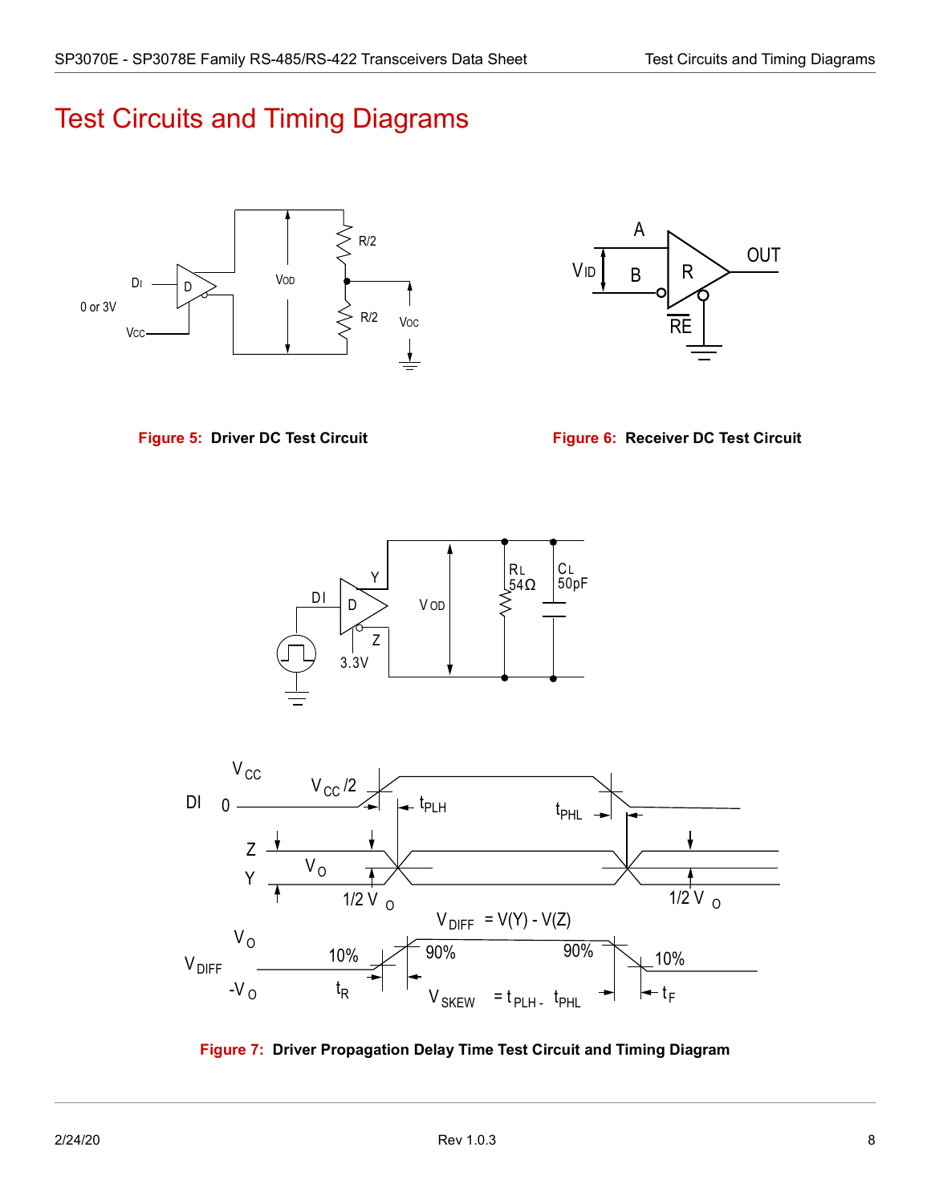# Test Circuits and Timing Diagrams

Figure 5: Driver DC Test Circuit

Figure 6: Receiver DC Test Circuit

Figure 7: Driver Propagation Delay Time Test Circuit and Timing Diagram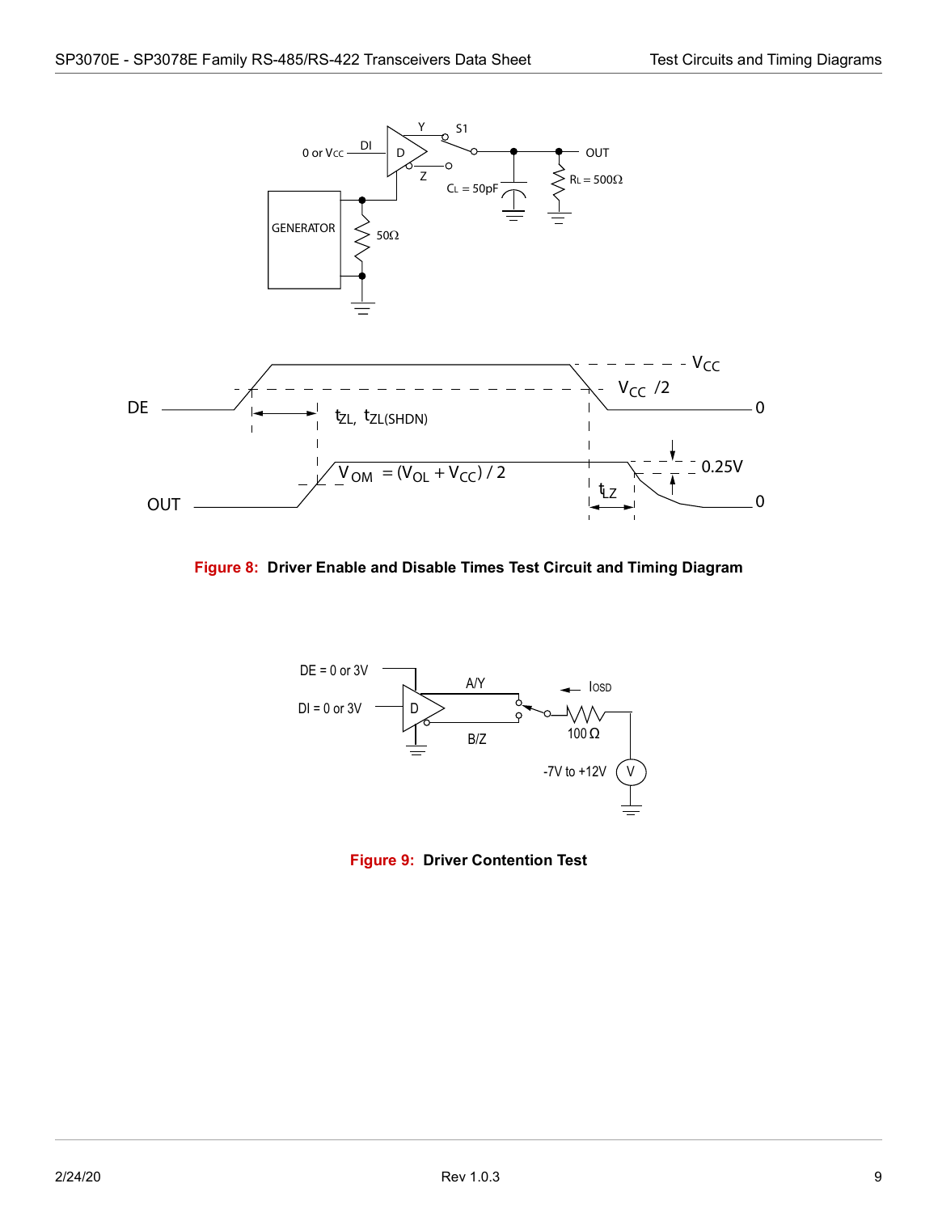**Figure 8: Driver Enable and Disable Times Test Circuit and Timing Diagram**

**Figure 9: Driver Contention Test**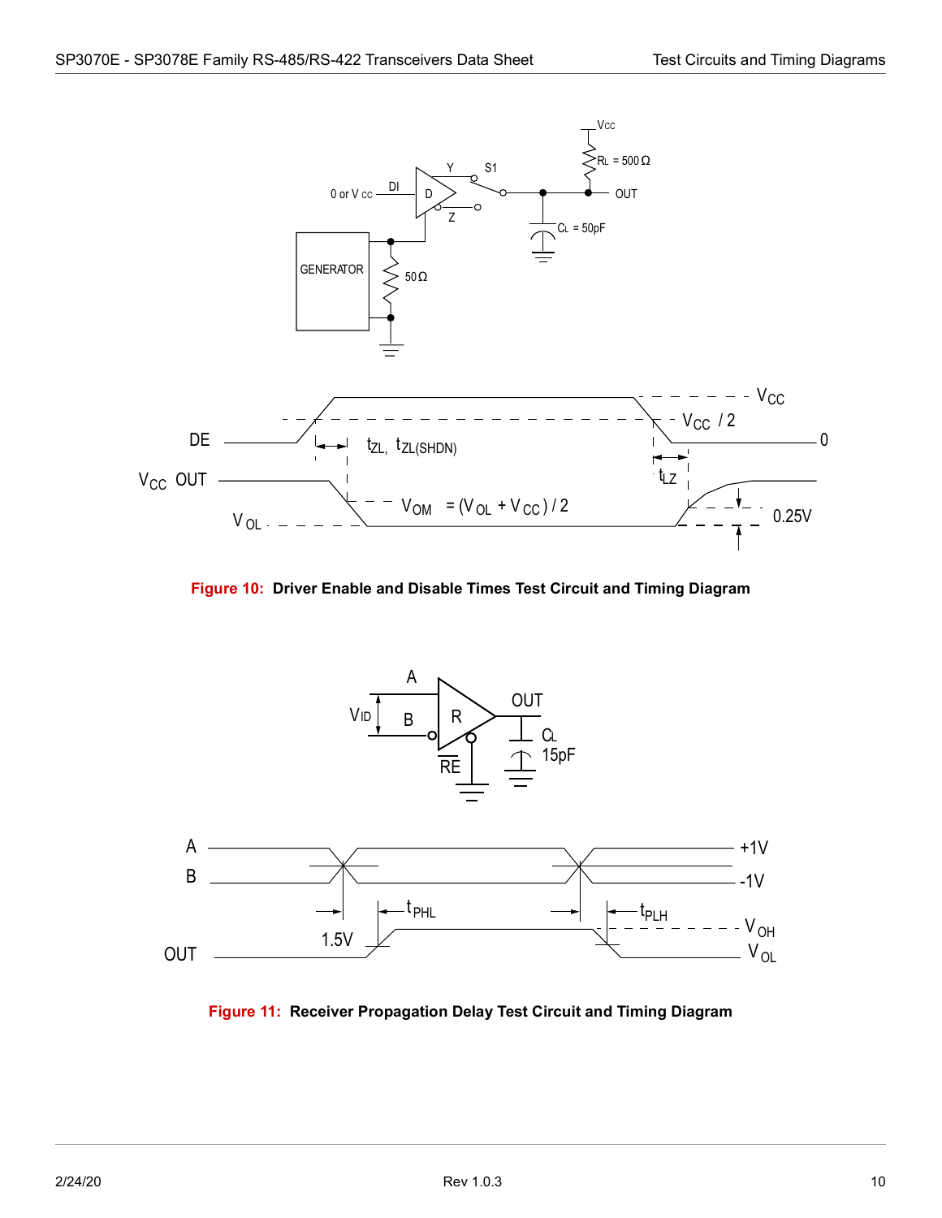**Figure 10: Driver Enable and Disable Times Test Circuit and Timing Diagram**

**Figure 11: Receiver Propagation Delay Test Circuit and Timing Diagram**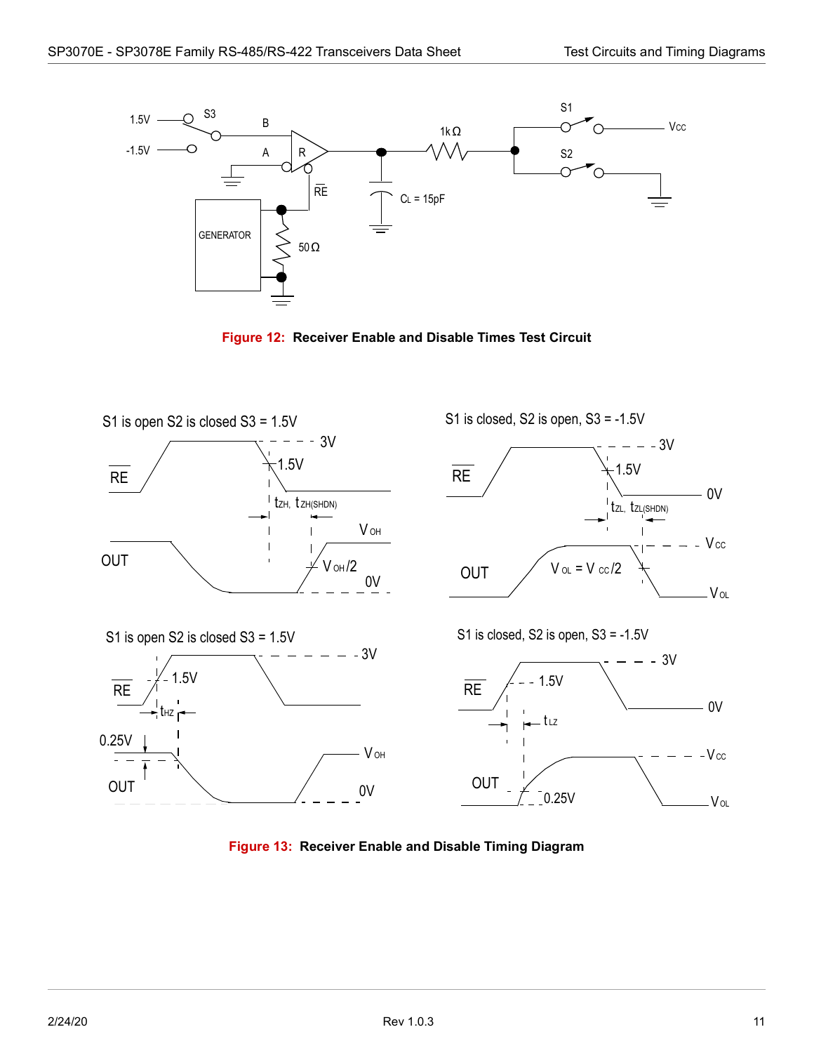Figure 12: Receiver Enable and Disable Times Test Circuit

Figure 13: Receiver Enable and Disable Timing Diagram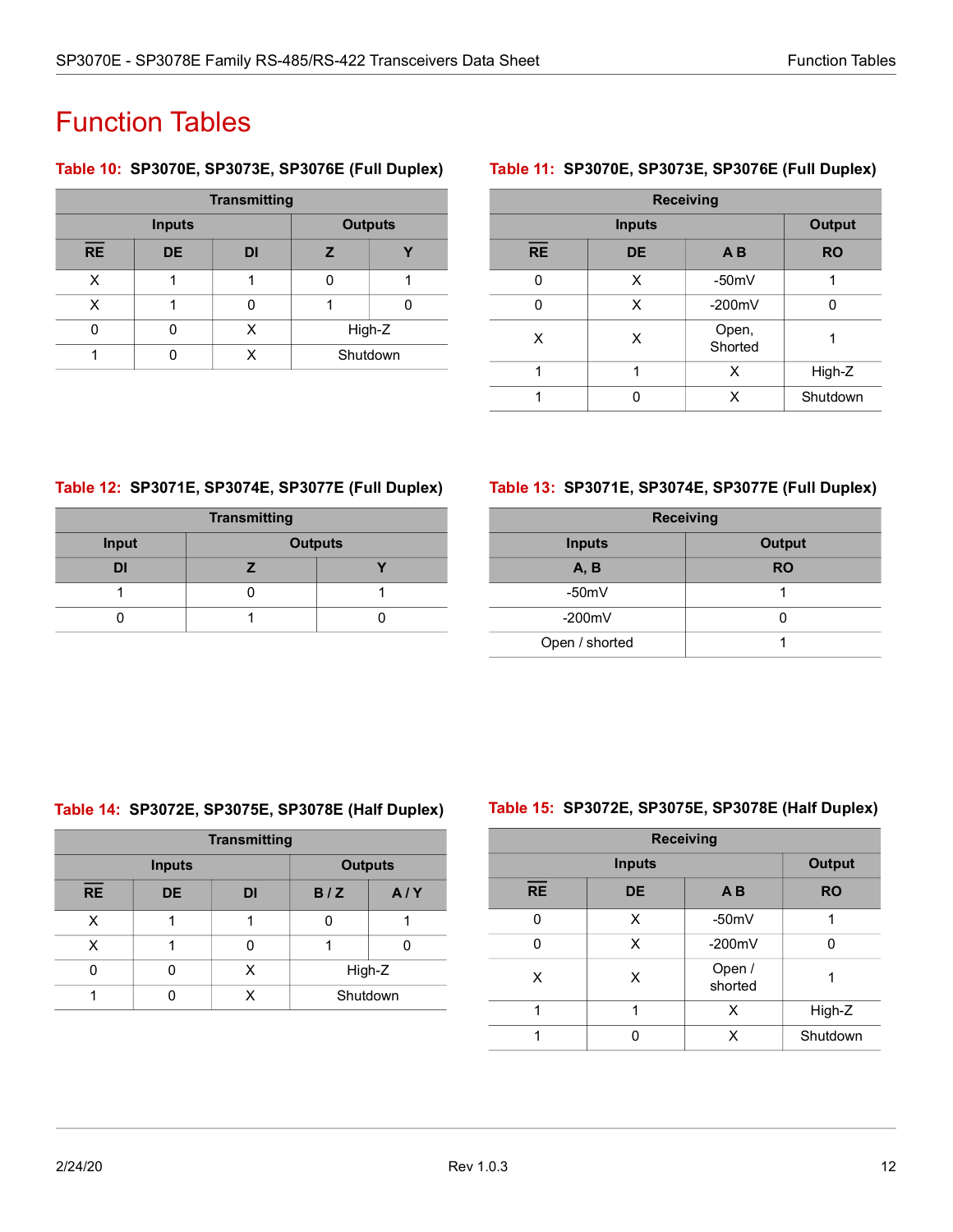# Function Tables

**Table 10: SP3070E, SP3073E, SP3076E (Full Duplex)**

| Transmitting | | | | |
|---|---|---|---|---|
| Inputs | | | Outputs | |
| $\overline{RE}$ | DE | DI | Z | Y |
| X | 1 | 1 | 0 | 1 |
| X | 1 | 0 | 1 | 0 |
| 0 | 0 | X | High-Z | |
| 1 | 0 | X | Shutdown | |

**Table 11: SP3070E, SP3073E, SP3076E (Full Duplex)**

| Receiving | | | |
|---|---|---|---|
| Inputs | | | Output |
| $\overline{RE}$ | DE | A B | RO |
| 0 | X | -50mV | 1 |
| 0 | X | -200mV | 0 |
| X | X | Open, Shorted | 1 |
| 1 | 1 | X | High-Z |
| 1 | 0 | X | Shutdown |

**Table 12: SP3071E, SP3074E, SP3077E (Full Duplex)**

| Transmitting | | |
|---|---|---|
| Input | Outputs | |
| DI | Z | Y |
| 1 | 0 | 1 |
| 0 | 1 | 0 |

**Table 13: SP3071E, SP3074E, SP3077E (Full Duplex)**

| Receiving | |
|---|---|
| Inputs | Output |
| A, B | RO |
| -50mV | 1 |
| -200mV | 0 |
| Open / shorted | 1 |

**Table 14: SP3072E, SP3075E, SP3078E (Half Duplex)**

| Transmitting | | | | |
|---|---|---|---|---|
| Inputs | | | Outputs | |
| $\overline{RE}$ | DE | DI | B / Z | A / Y |
| X | 1 | 1 | 0 | 1 |
| X | 1 | 0 | 1 | 0 |
| 0 | 0 | X | High-Z | |
| 1 | 0 | X | Shutdown | |

**Table 15: SP3072E, SP3075E, SP3078E (Half Duplex)**

| Receiving | | | |
|---|---|---|---|
| Inputs | | | Output |
| $\overline{RE}$ | DE | A B | RO |
| 0 | X | -50mV | 1 |
| 0 | X | -200mV | 0 |
| X | X | Open / shorted | 1 |
| 1 | 1 | X | High-Z |
| 1 | 0 | X | Shutdown |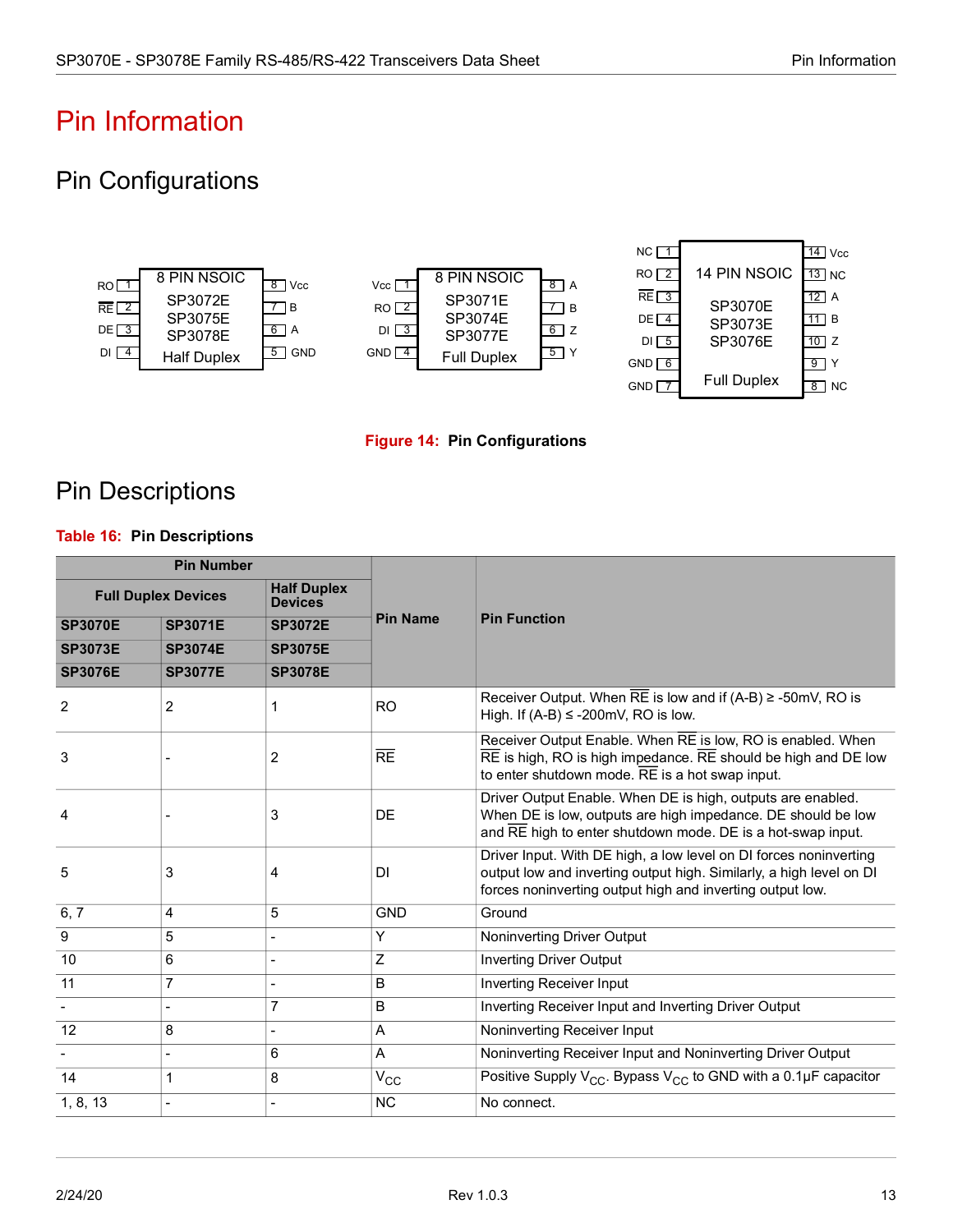# Pin Information

## Pin Configurations

**8 PIN NSOIC — SP3072E, SP3075E, SP3078E — Half Duplex**

| Pin | Name | Pin | Name |
|---|---|---|---|
| 1 | RO | 8 | Vcc |
| 2 | $\overline{RE}$ | 7 | B |
| 3 | DE | 6 | A |
| 4 | DI | 5 | GND |

**8 PIN NSOIC — SP3071E, SP3074E, SP3077E — Full Duplex**

| Pin | Name | Pin | Name |
|---|---|---|---|
| 1 | Vcc | 8 | A |
| 2 | RO | 7 | B |
| 3 | DI | 6 | Z |
| 4 | GND | 5 | Y |

**14 PIN NSOIC — SP3070E, SP3073E, SP3076E — Full Duplex**

| Pin | Name | Pin | Name |
|---|---|---|---|
| 1 | NC | 14 | Vcc |
| 2 | RO | 13 | NC |
| 3 | $\overline{RE}$ | 12 | A |
| 4 | DE | 11 | B |
| 5 | DI | 10 | Z |
| 6 | GND | 9 | Y |
| 7 | GND | 8 | NC |

**Figure 14: Pin Configurations**

## Pin Descriptions

**Table 16: Pin Descriptions**

| Pin Number | | | Pin Name | Pin Function |
|---|---|---|---|---|
| Full Duplex Devices | | Half Duplex Devices | | |
| SP3070E<br>SP3073E<br>SP3076E | SP3071E<br>SP3074E<br>SP3077E | SP3072E<br>SP3075E<br>SP3078E | | |
| 2 | 2 | 1 | RO | Receiver Output. When $\overline{RE}$ is low and if (A-B) ≥ -50mV, RO is High. If (A-B) ≤ -200mV, RO is low. |
| 3 | - | 2 | $\overline{RE}$ | Receiver Output Enable. When $\overline{RE}$ is low, RO is enabled. When $\overline{RE}$ is high, RO is high impedance. $\overline{RE}$ should be high and DE low to enter shutdown mode. $\overline{RE}$ is a hot swap input. |
| 4 | - | 3 | DE | Driver Output Enable. When DE is high, outputs are enabled. When DE is low, outputs are high impedance. DE should be low and $\overline{RE}$ high to enter shutdown mode. DE is a hot-swap input. |
| 5 | 3 | 4 | DI | Driver Input. With DE high, a low level on DI forces noninverting output low and inverting output high. Similarly, a high level on DI forces noninverting output high and inverting output low. |
| 6, 7 | 4 | 5 | GND | Ground |
| 9 | 5 | - | Y | Noninverting Driver Output |
| 10 | 6 | - | Z | Inverting Driver Output |
| 11 | 7 | - | B | Inverting Receiver Input |
| - | - | 7 | B | Inverting Receiver Input and Inverting Driver Output |
| 12 | 8 | - | A | Noninverting Receiver Input |
| - | - | 6 | A | Noninverting Receiver Input and Noninverting Driver Output |
| 14 | 1 | 8 | $V_{CC}$ | Positive Supply $V_{CC}$. Bypass $V_{CC}$ to GND with a 0.1μF capacitor |
| 1, 8, 13 | - | - | NC | No connect. |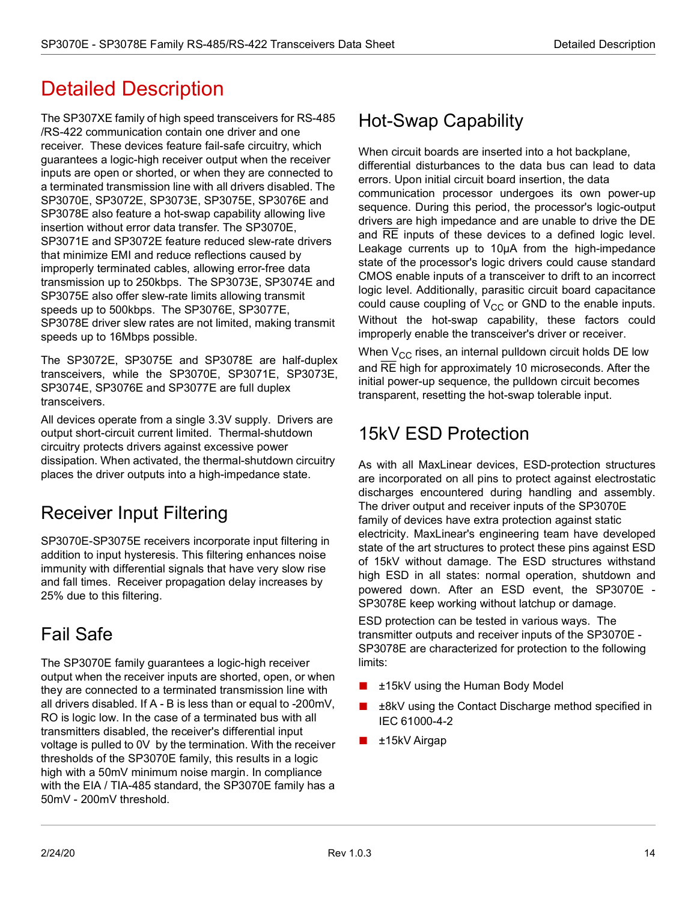# Detailed Description

The SP307XE family of high speed transceivers for RS-485 /RS-422 communication contain one driver and one receiver. These devices feature fail-safe circuitry, which guarantees a logic-high receiver output when the receiver inputs are open or shorted, or when they are connected to a terminated transmission line with all drivers disabled. The SP3070E, SP3072E, SP3073E, SP3075E, SP3076E and SP3078E also feature a hot-swap capability allowing live insertion without error data transfer. The SP3070E, SP3071E and SP3072E feature reduced slew-rate drivers that minimize EMI and reduce reflections caused by improperly terminated cables, allowing error-free data transmission up to 250kbps. The SP3073E, SP3074E and SP3075E also offer slew-rate limits allowing transmit speeds up to 500kbps. The SP3076E, SP3077E, SP3078E driver slew rates are not limited, making transmit speeds up to 16Mbps possible.

The SP3072E, SP3075E and SP3078E are half-duplex transceivers, while the SP3070E, SP3071E, SP3073E, SP3074E, SP3076E and SP3077E are full duplex transceivers.

All devices operate from a single 3.3V supply. Drivers are output short-circuit current limited. Thermal-shutdown circuitry protects drivers against excessive power dissipation. When activated, the thermal-shutdown circuitry places the driver outputs into a high-impedance state.

## Receiver Input Filtering

SP3070E-SP3075E receivers incorporate input filtering in addition to input hysteresis. This filtering enhances noise immunity with differential signals that have very slow rise and fall times. Receiver propagation delay increases by 25% due to this filtering.

## Fail Safe

The SP3070E family guarantees a logic-high receiver output when the receiver inputs are shorted, open, or when they are connected to a terminated transmission line with all drivers disabled. If A - B is less than or equal to -200mV, RO is logic low. In the case of a terminated bus with all transmitters disabled, the receiver's differential input voltage is pulled to 0V by the termination. With the receiver thresholds of the SP3070E family, this results in a logic high with a 50mV minimum noise margin. In compliance with the EIA / TIA-485 standard, the SP3070E family has a 50mV - 200mV threshold.

## Hot-Swap Capability

When circuit boards are inserted into a hot backplane, differential disturbances to the data bus can lead to data errors. Upon initial circuit board insertion, the data communication processor undergoes its own power-up sequence. During this period, the processor's logic-output drivers are high impedance and are unable to drive the DE and $\overline{RE}$ inputs of these devices to a defined logic level. Leakage currents up to 10µA from the high-impedance state of the processor's logic drivers could cause standard CMOS enable inputs of a transceiver to drift to an incorrect logic level. Additionally, parasitic circuit board capacitance could cause coupling of $V_{CC}$ or GND to the enable inputs. Without the hot-swap capability, these factors could improperly enable the transceiver's driver or receiver.

When $V_{CC}$ rises, an internal pulldown circuit holds DE low and $\overline{RE}$ high for approximately 10 microseconds. After the initial power-up sequence, the pulldown circuit becomes transparent, resetting the hot-swap tolerable input.

## 15kV ESD Protection

As with all MaxLinear devices, ESD-protection structures are incorporated on all pins to protect against electrostatic discharges encountered during handling and assembly. The driver output and receiver inputs of the SP3070E family of devices have extra protection against static electricity. MaxLinear's engineering team have developed state of the art structures to protect these pins against ESD of 15kV without damage. The ESD structures withstand high ESD in all states: normal operation, shutdown and powered down. After an ESD event, the SP3070E - SP3078E keep working without latchup or damage.

ESD protection can be tested in various ways. The transmitter outputs and receiver inputs of the SP3070E - SP3078E are characterized for protection to the following limits:

- ±15kV using the Human Body Model
- ±8kV using the Contact Discharge method specified in IEC 61000-4-2
- ±15kV Airgap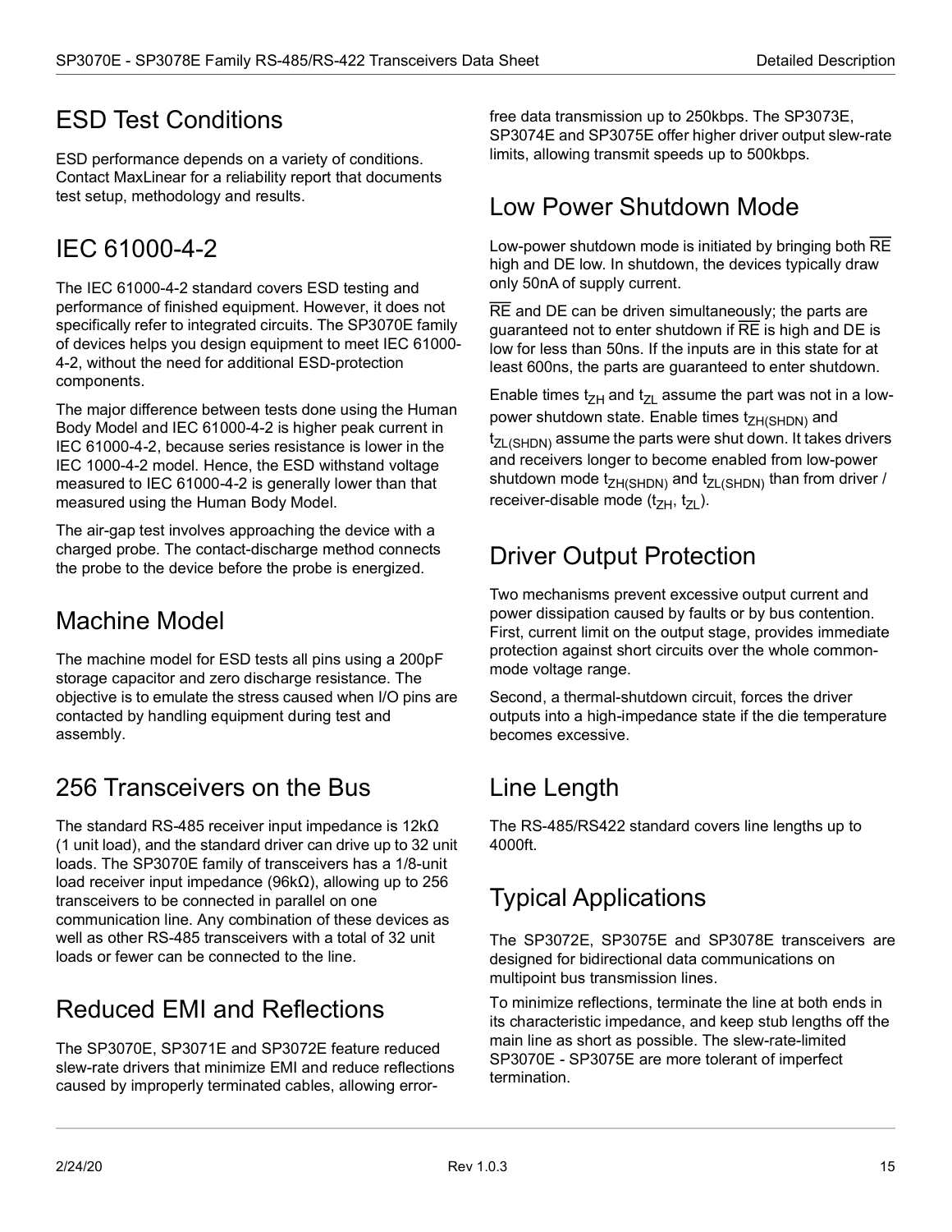## ESD Test Conditions

ESD performance depends on a variety of conditions. Contact MaxLinear for a reliability report that documents test setup, methodology and results.

## IEC 61000-4-2

The IEC 61000-4-2 standard covers ESD testing and performance of finished equipment. However, it does not specifically refer to integrated circuits. The SP3070E family of devices helps you design equipment to meet IEC 61000-4-2, without the need for additional ESD-protection components.

The major difference between tests done using the Human Body Model and IEC 61000-4-2 is higher peak current in IEC 61000-4-2, because series resistance is lower in the IEC 1000-4-2 model. Hence, the ESD withstand voltage measured to IEC 61000-4-2 is generally lower than that measured using the Human Body Model.

The air-gap test involves approaching the device with a charged probe. The contact-discharge method connects the probe to the device before the probe is energized.

## Machine Model

The machine model for ESD tests all pins using a 200pF storage capacitor and zero discharge resistance. The objective is to emulate the stress caused when I/O pins are contacted by handling equipment during test and assembly.

## 256 Transceivers on the Bus

The standard RS-485 receiver input impedance is 12kΩ (1 unit load), and the standard driver can drive up to 32 unit loads. The SP3070E family of transceivers has a 1/8-unit load receiver input impedance (96kΩ), allowing up to 256 transceivers to be connected in parallel on one communication line. Any combination of these devices as well as other RS-485 transceivers with a total of 32 unit loads or fewer can be connected to the line.

## Reduced EMI and Reflections

The SP3070E, SP3071E and SP3072E feature reduced slew-rate drivers that minimize EMI and reduce reflections caused by improperly terminated cables, allowing error-free data transmission up to 250kbps. The SP3073E, SP3074E and SP3075E offer higher driver output slew-rate limits, allowing transmit speeds up to 500kbps.

## Low Power Shutdown Mode

Low-power shutdown mode is initiated by bringing both $\overline{RE}$ high and DE low. In shutdown, the devices typically draw only 50nA of supply current.

$\overline{RE}$ and DE can be driven simultaneously; the parts are guaranteed not to enter shutdown if $\overline{RE}$ is high and DE is low for less than 50ns. If the inputs are in this state for at least 600ns, the parts are guaranteed to enter shutdown.

Enable times $t_{ZH}$ and $t_{ZL}$ assume the part was not in a low-power shutdown state. Enable times $t_{ZH(SHDN)}$ and $t_{ZL(SHDN)}$ assume the parts were shut down. It takes drivers and receivers longer to become enabled from low-power shutdown mode $t_{ZH(SHDN)}$ and $t_{ZL(SHDN)}$ than from driver / receiver-disable mode ($t_{ZH}$, $t_{ZL}$).

## Driver Output Protection

Two mechanisms prevent excessive output current and power dissipation caused by faults or by bus contention. First, current limit on the output stage, provides immediate protection against short circuits over the whole common-mode voltage range.

Second, a thermal-shutdown circuit, forces the driver outputs into a high-impedance state if the die temperature becomes excessive.

## Line Length

The RS-485/RS422 standard covers line lengths up to 4000ft.

## Typical Applications

The SP3072E, SP3075E and SP3078E transceivers are designed for bidirectional data communications on multipoint bus transmission lines.

To minimize reflections, terminate the line at both ends in its characteristic impedance, and keep stub lengths off the main line as short as possible. The slew-rate-limited SP3070E - SP3075E are more tolerant of imperfect termination.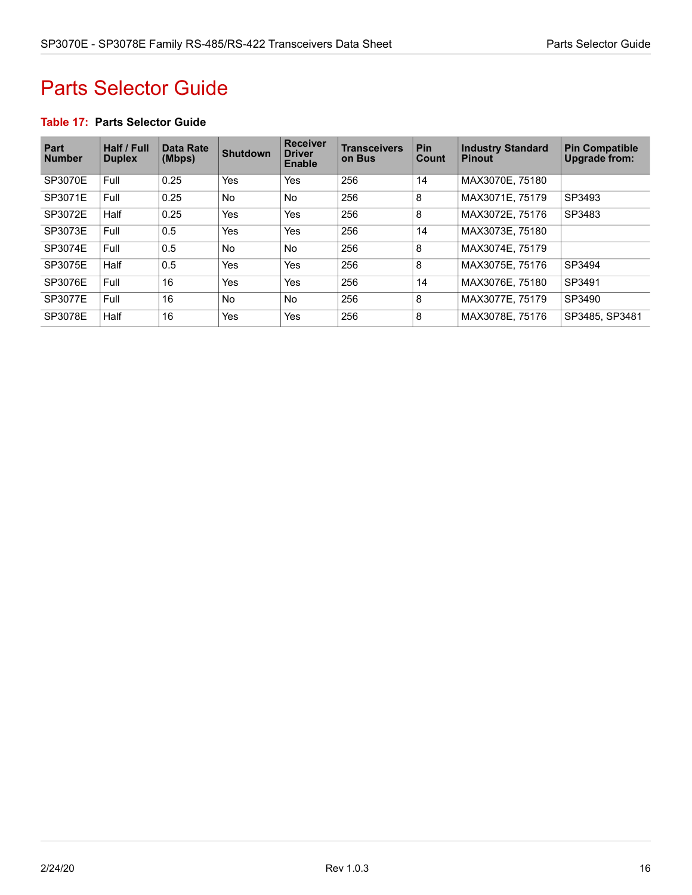# Parts Selector Guide

**Table 17: Parts Selector Guide**

| Part Number | Half / Full Duplex | Data Rate (Mbps) | Shutdown | Receiver Driver Enable | Transceivers on Bus | Pin Count | Industry Standard Pinout | Pin Compatible Upgrade from: |
|---|---|---|---|---|---|---|---|---|
| SP3070E | Full | 0.25 | Yes | Yes | 256 | 14 | MAX3070E, 75180 | |
| SP3071E | Full | 0.25 | No | No | 256 | 8 | MAX3071E, 75179 | SP3493 |
| SP3072E | Half | 0.25 | Yes | Yes | 256 | 8 | MAX3072E, 75176 | SP3483 |
| SP3073E | Full | 0.5 | Yes | Yes | 256 | 14 | MAX3073E, 75180 | |
| SP3074E | Full | 0.5 | No | No | 256 | 8 | MAX3074E, 75179 | |
| SP3075E | Half | 0.5 | Yes | Yes | 256 | 8 | MAX3075E, 75176 | SP3494 |
| SP3076E | Full | 16 | Yes | Yes | 256 | 14 | MAX3076E, 75180 | SP3491 |
| SP3077E | Full | 16 | No | No | 256 | 8 | MAX3077E, 75179 | SP3490 |
| SP3078E | Half | 16 | Yes | Yes | 256 | 8 | MAX3078E, 75176 | SP3485, SP3481 |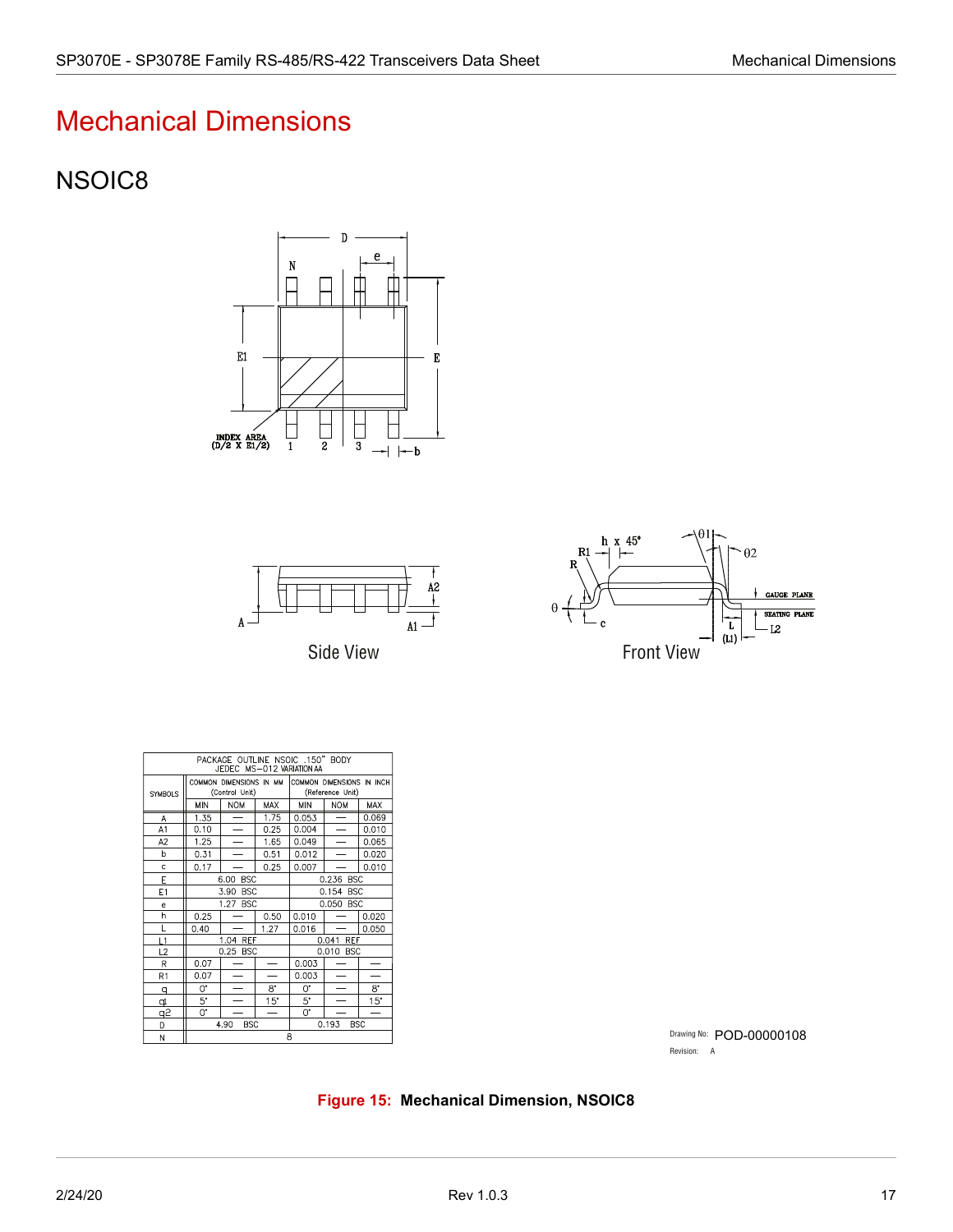# Mechanical Dimensions

## NSOIC8

| PACKAGE OUTLINE NSOIC .150" BODY JEDEC MS-012 VARIATION AA | | | | | | |
|---|---|---|---|---|---|---|
| SYMBOLS | COMMON DIMENSIONS IN MM (Control Unit) | | | COMMON DIMENSIONS IN INCH (Reference Unit) | | |
| | MIN | NOM | MAX | MIN | NOM | MAX |
| A | 1.35 | — | 1.75 | 0.053 | — | 0.069 |
| A1 | 0.10 | — | 0.25 | 0.004 | — | 0.010 |
| A2 | 1.25 | — | 1.65 | 0.049 | — | 0.065 |
| b | 0.31 | — | 0.51 | 0.012 | — | 0.020 |
| c | 0.17 | — | 0.25 | 0.007 | — | 0.010 |
| E | 6.00 BSC | | | 0.236 BSC | | |
| E1 | 3.90 BSC | | | 0.154 BSC | | |
| e | 1.27 BSC | | | 0.050 BSC | | |
| h | 0.25 | — | 0.50 | 0.010 | — | 0.020 |
| L | 0.40 | — | 1.27 | 0.016 | — | 0.050 |
| L1 | 1.04 REF | | | 0.041 REF | | |
| L2 | 0.25 BSC | | | 0.010 BSC | | |
| R | 0.07 | — | — | 0.003 | — | — |
| R1 | 0.07 | — | — | 0.003 | — | — |
| θ | 0° | — | 8° | 0° | — | 8° |
| θ1 | 5° | — | 15° | 5° | — | 15° |
| θ2 | 0° | — | — | 0° | — | — |
| D | 4.90 BSC | | | 0.193 BSC | | |
| N | 8 | | | | | |

Drawing No: POD-00000108

Revision: A

**Figure 15: Mechanical Dimension, NSOIC8**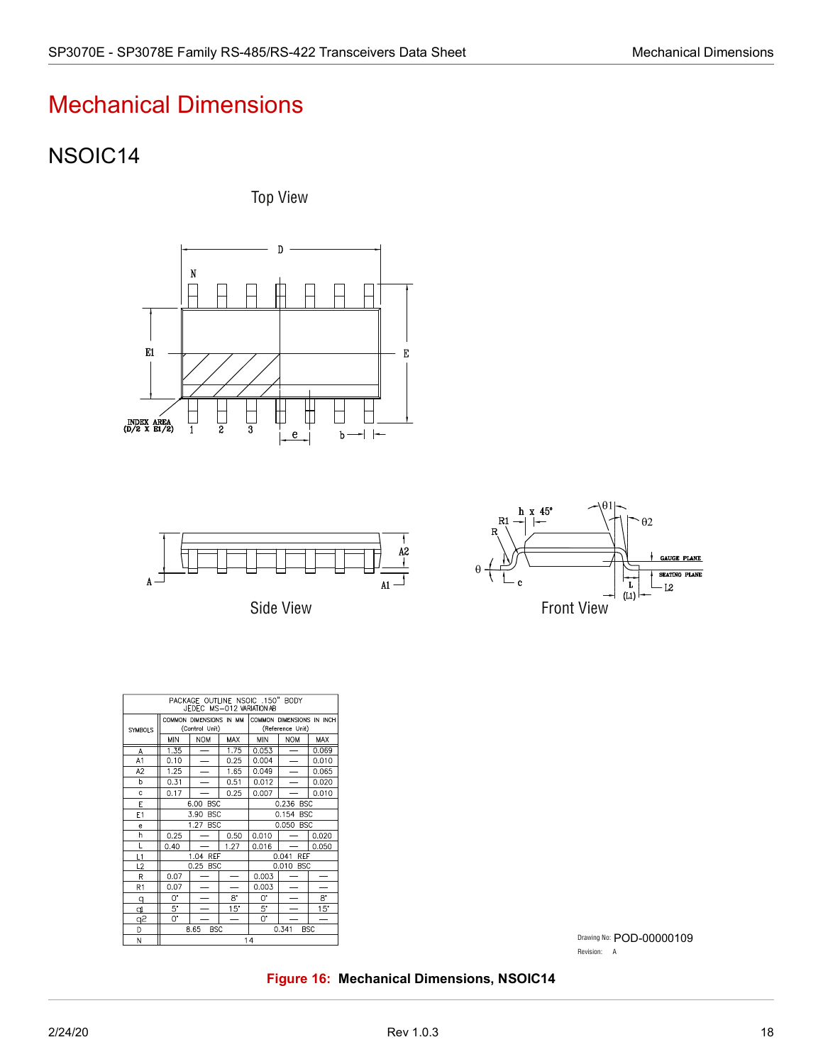# Mechanical Dimensions

## NSOIC14

Top View

Side View

Front View

| PACKAGE OUTLINE NSOIC .150" BODY JEDEC MS–012 VARIATION AB | | | | | | |
|---|---|---|---|---|---|---|
| SYMBOLS | COMMON DIMENSIONS IN MM (Control Unit) | | | COMMON DIMENSIONS IN INCH (Reference Unit) | | |
| | MIN | NOM | MAX | MIN | NOM | MAX |
| A | 1.35 | — | 1.75 | 0.053 | — | 0.069 |
| A1 | 0.10 | — | 0.25 | 0.004 | — | 0.010 |
| A2 | 1.25 | — | 1.65 | 0.049 | — | 0.065 |
| b | 0.31 | — | 0.51 | 0.012 | — | 0.020 |
| c | 0.17 | — | 0.25 | 0.007 | — | 0.010 |
| E | 6.00 BSC | | | 0.236 BSC | | |
| E1 | 3.90 BSC | | | 0.154 BSC | | |
| e | 1.27 BSC | | | 0.050 BSC | | |
| h | 0.25 | — | 0.50 | 0.010 | — | 0.020 |
| L | 0.40 | — | 1.27 | 0.016 | — | 0.050 |
| L1 | 1.04 REF | | | 0.041 REF | | |
| L2 | 0.25 BSC | | | 0.010 BSC | | |
| R | 0.07 | — | — | 0.003 | — | — |
| R1 | 0.07 | — | — | 0.003 | — | — |
| θ | 0° | — | 8° | 0° | — | 8° |
| θ1 | 5° | — | 15° | 5° | — | 15° |
| θ2 | 0° | — | — | 0° | — | — |
| D | 8.65 BSC | | | 0.341 BSC | | |
| N | 14 | | | | | |

Drawing No: POD-00000109
Revision: A

**Figure 16: Mechanical Dimensions, NSOIC14**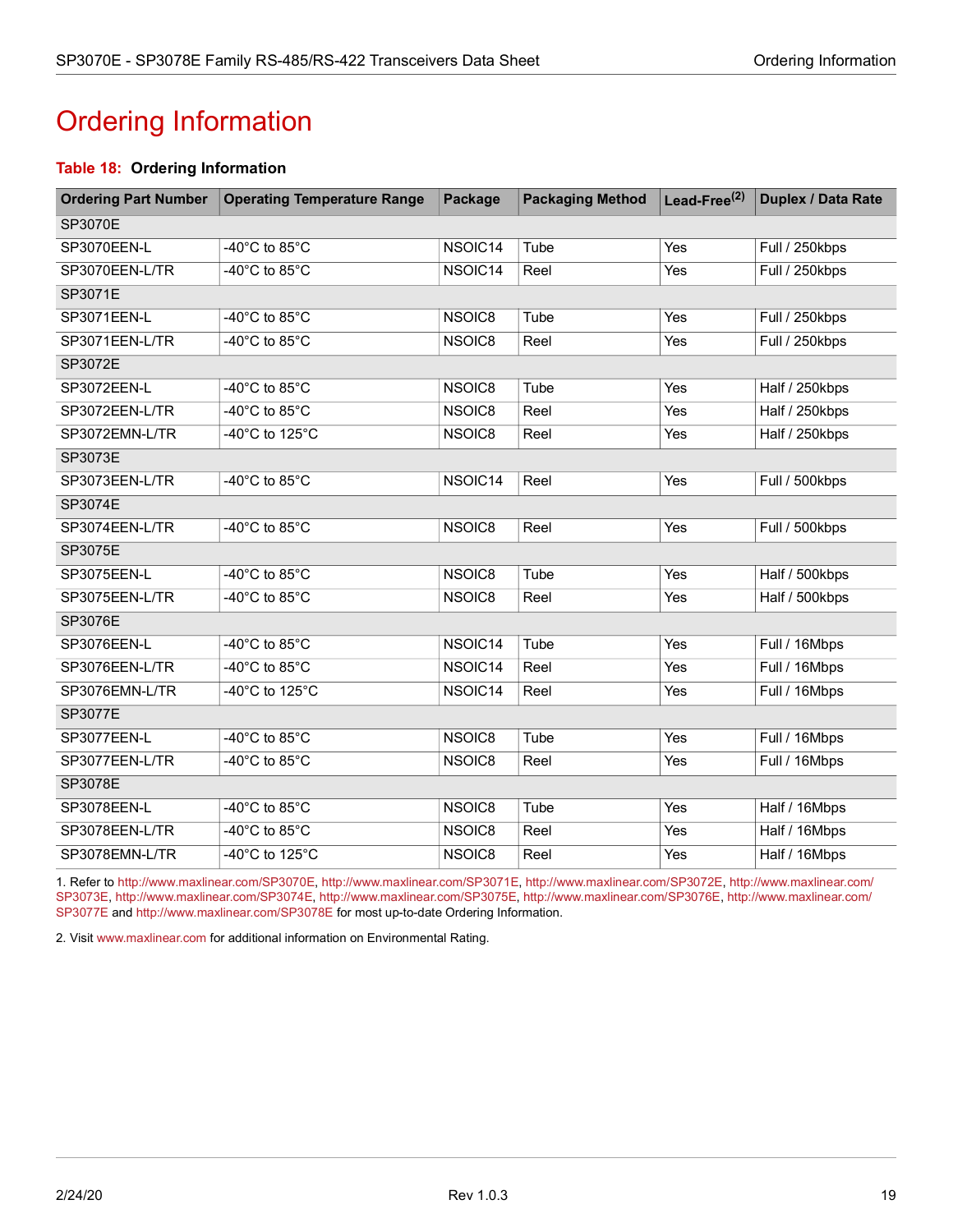# Ordering Information

**Table 18: Ordering Information**

| Ordering Part Number | Operating Temperature Range | Package | Packaging Method | Lead-Free[(2)] | Duplex / Data Rate |
|---|---|---|---|---|---|
| SP3070E | | | | | |
| SP3070EEN-L | -40°C to 85°C | NSOIC14 | Tube | Yes | Full / 250kbps |
| SP3070EEN-L/TR | -40°C to 85°C | NSOIC14 | Reel | Yes | Full / 250kbps |
| SP3071E | | | | | |
| SP3071EEN-L | -40°C to 85°C | NSOIC8 | Tube | Yes | Full / 250kbps |
| SP3071EEN-L/TR | -40°C to 85°C | NSOIC8 | Reel | Yes | Full / 250kbps |
| SP3072E | | | | | |
| SP3072EEN-L | -40°C to 85°C | NSOIC8 | Tube | Yes | Half / 250kbps |
| SP3072EEN-L/TR | -40°C to 85°C | NSOIC8 | Reel | Yes | Half / 250kbps |
| SP3072EMN-L/TR | -40°C to 125°C | NSOIC8 | Reel | Yes | Half / 250kbps |
| SP3073E | | | | | |
| SP3073EEN-L/TR | -40°C to 85°C | NSOIC14 | Reel | Yes | Full / 500kbps |
| SP3074E | | | | | |
| SP3074EEN-L/TR | -40°C to 85°C | NSOIC8 | Reel | Yes | Full / 500kbps |
| SP3075E | | | | | |
| SP3075EEN-L | -40°C to 85°C | NSOIC8 | Tube | Yes | Half / 500kbps |
| SP3075EEN-L/TR | -40°C to 85°C | NSOIC8 | Reel | Yes | Half / 500kbps |
| SP3076E | | | | | |
| SP3076EEN-L | -40°C to 85°C | NSOIC14 | Tube | Yes | Full / 16Mbps |
| SP3076EEN-L/TR | -40°C to 85°C | NSOIC14 | Reel | Yes | Full / 16Mbps |
| SP3076EMN-L/TR | -40°C to 125°C | NSOIC14 | Reel | Yes | Full / 16Mbps |
| SP3077E | | | | | |
| SP3077EEN-L | -40°C to 85°C | NSOIC8 | Tube | Yes | Full / 16Mbps |
| SP3077EEN-L/TR | -40°C to 85°C | NSOIC8 | Reel | Yes | Full / 16Mbps |
| SP3078E | | | | | |
| SP3078EEN-L | -40°C to 85°C | NSOIC8 | Tube | Yes | Half / 16Mbps |
| SP3078EEN-L/TR | -40°C to 85°C | NSOIC8 | Reel | Yes | Half / 16Mbps |
| SP3078EMN-L/TR | -40°C to 125°C | NSOIC8 | Reel | Yes | Half / 16Mbps |

1. Refer to http://www.maxlinear.com/SP3070E, http://www.maxlinear.com/SP3071E, http://www.maxlinear.com/SP3072E, http://www.maxlinear.com/SP3073E, http://www.maxlinear.com/SP3074E, http://www.maxlinear.com/SP3075E, http://www.maxlinear.com/SP3076E, http://www.maxlinear.com/SP3077E and http://www.maxlinear.com/SP3078E for most up-to-date Ordering Information.

2. Visit www.maxlinear.com for additional information on Environmental Rating.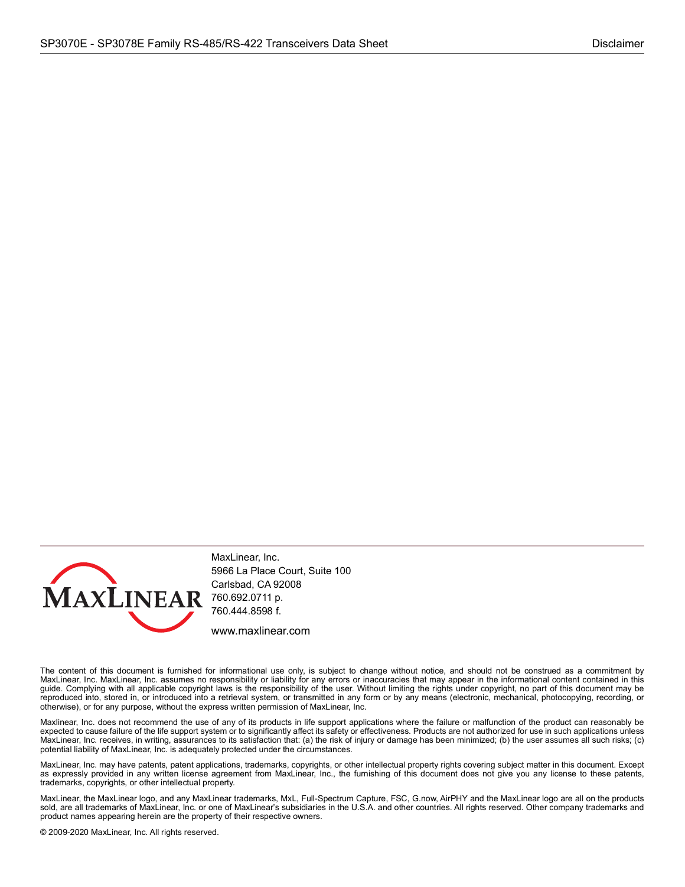MaxLinear, Inc.
5966 La Place Court, Suite 100
Carlsbad, CA 92008
760.692.0711 p.
760.444.8598 f.

www.maxlinear.com

The content of this document is furnished for informational use only, is subject to change without notice, and should not be construed as a commitment by MaxLinear, Inc. MaxLinear, Inc. assumes no responsibility or liability for any errors or inaccuracies that may appear in the informational content contained in this guide. Complying with all applicable copyright laws is the responsibility of the user. Without limiting the rights under copyright, no part of this document may be reproduced into, stored in, or introduced into a retrieval system, or transmitted in any form or by any means (electronic, mechanical, photocopying, recording, or otherwise), or for any purpose, without the express written permission of MaxLinear, Inc.

Maxlinear, Inc. does not recommend the use of any of its products in life support applications where the failure or malfunction of the product can reasonably be expected to cause failure of the life support system or to significantly affect its safety or effectiveness. Products are not authorized for use in such applications unless MaxLinear, Inc. receives, in writing, assurances to its satisfaction that: (a) the risk of injury or damage has been minimized; (b) the user assumes all such risks; (c) potential liability of MaxLinear, Inc. is adequately protected under the circumstances.

MaxLinear, Inc. may have patents, patent applications, trademarks, copyrights, or other intellectual property rights covering subject matter in this document. Except as expressly provided in any written license agreement from MaxLinear, Inc., the furnishing of this document does not give you any license to these patents, trademarks, copyrights, or other intellectual property.

MaxLinear, the MaxLinear logo, and any MaxLinear trademarks, MxL, Full-Spectrum Capture, FSC, G.now, AirPHY and the MaxLinear logo are all on the products sold, are all trademarks of MaxLinear, Inc. or one of MaxLinear's subsidiaries in the U.S.A. and other countries. All rights reserved. Other company trademarks and product names appearing herein are the property of their respective owners.

© 2009-2020 MaxLinear, Inc. All rights reserved.